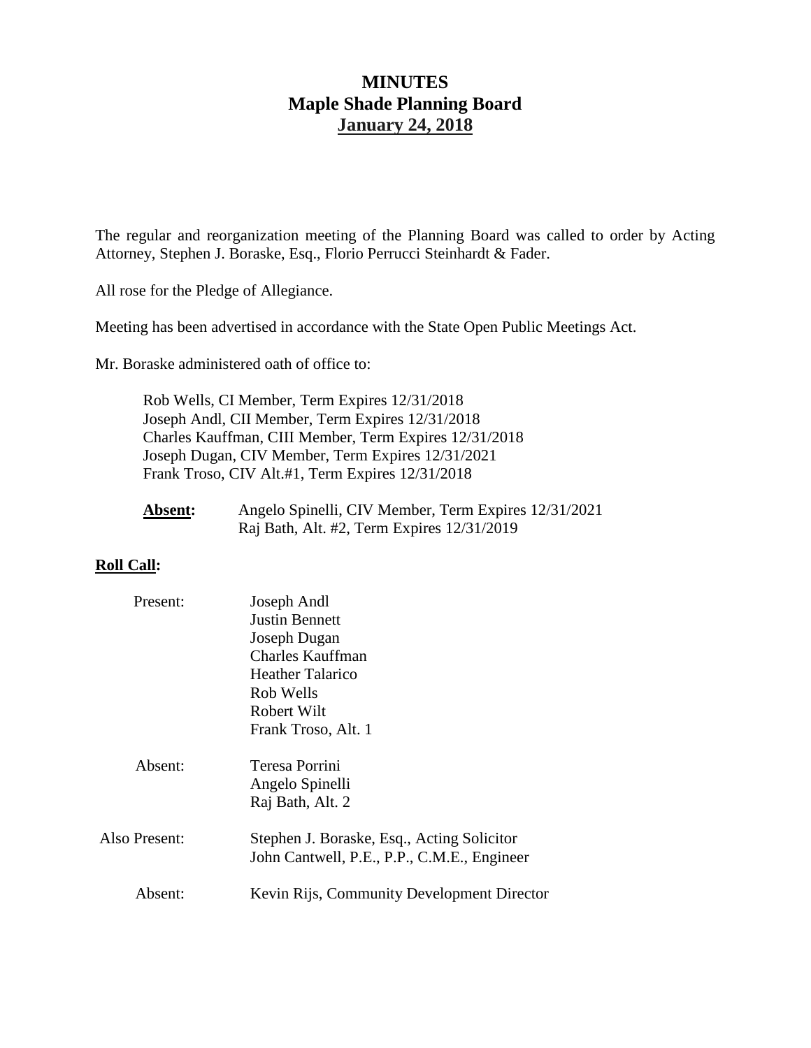# MINUTES
## Maple Shade Planning Board
## January 24, 2018

The regular and reorganization meeting of the Planning Board was called to order by Acting Attorney, Stephen J. Boraske, Esq., Florio Perrucci Steinhardt & Fader.

All rose for the Pledge of Allegiance.

Meeting has been advertised in accordance with the State Open Public Meetings Act.

Mr. Boraske administered oath of office to:

Rob Wells, CI Member, Term Expires 12/31/2018
Joseph Andl, CII Member, Term Expires 12/31/2018
Charles Kauffman, CIII Member, Term Expires 12/31/2018
Joseph Dugan, CIV Member, Term Expires 12/31/2021
Frank Troso, CIV Alt.#1, Term Expires 12/31/2018

**Absent:** Angelo Spinelli, CIV Member, Term Expires 12/31/2021
Raj Bath, Alt. #2, Term Expires 12/31/2019

**Roll Call:**

Present:
Joseph Andl
Justin Bennett
Joseph Dugan
Charles Kauffman
Heather Talarico
Rob Wells
Robert Wilt
Frank Troso, Alt. 1

Absent:
Teresa Porrini
Angelo Spinelli
Raj Bath, Alt. 2

Also Present:
Stephen J. Boraske, Esq., Acting Solicitor
John Cantwell, P.E., P.P., C.M.E., Engineer

Absent:
Kevin Rijs, Community Development Director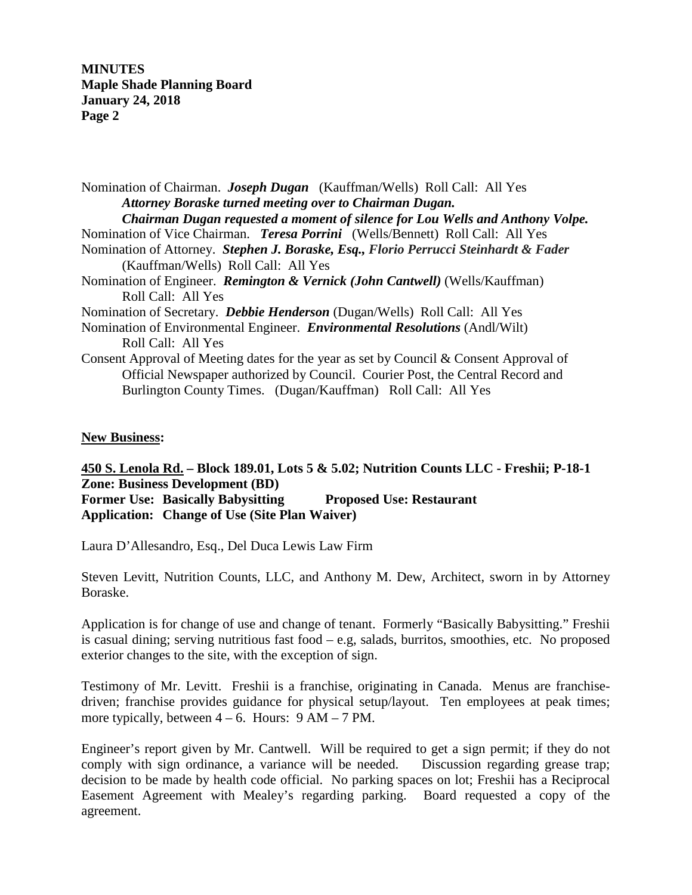Nomination of Chairman. ***Joseph Dugan*** (Kauffman/Wells) Roll Call: All Yes

> ***Attorney Boraske turned meeting over to Chairman Dugan.***
>
> ***Chairman Dugan requested a moment of silence for Lou Wells and Anthony Volpe.***

Nomination of Vice Chairman. ***Teresa Porrini*** (Wells/Bennett) Roll Call: All Yes

Nomination of Attorney. ***Stephen J. Boraske, Esq., Florio Perrucci Steinhardt & Fader*** (Kauffman/Wells) Roll Call: All Yes

Nomination of Engineer. ***Remington & Vernick (John Cantwell)*** (Wells/Kauffman) Roll Call: All Yes

Nomination of Secretary. ***Debbie Henderson*** (Dugan/Wells) Roll Call: All Yes

Nomination of Environmental Engineer. ***Environmental Resolutions*** (Andl/Wilt) Roll Call: All Yes

Consent Approval of Meeting dates for the year as set by Council & Consent Approval of Official Newspaper authorized by Council. Courier Post, the Central Record and Burlington County Times. (Dugan/Kauffman) Roll Call: All Yes

**New Business:**

**450 S. Lenola Rd. – Block 189.01, Lots 5 & 5.02; Nutrition Counts LLC - Freshii; P-18-1**
**Zone: Business Development (BD)**
**Former Use: Basically Babysitting Proposed Use: Restaurant**
**Application: Change of Use (Site Plan Waiver)**

Laura D'Allesandro, Esq., Del Duca Lewis Law Firm

Steven Levitt, Nutrition Counts, LLC, and Anthony M. Dew, Architect, sworn in by Attorney Boraske.

Application is for change of use and change of tenant. Formerly "Basically Babysitting." Freshii is casual dining; serving nutritious fast food – e.g, salads, burritos, smoothies, etc. No proposed exterior changes to the site, with the exception of sign.

Testimony of Mr. Levitt. Freshii is a franchise, originating in Canada. Menus are franchise-driven; franchise provides guidance for physical setup/layout. Ten employees at peak times; more typically, between 4 – 6. Hours: 9 AM – 7 PM.

Engineer's report given by Mr. Cantwell. Will be required to get a sign permit; if they do not comply with sign ordinance, a variance will be needed. Discussion regarding grease trap; decision to be made by health code official. No parking spaces on lot; Freshii has a Reciprocal Easement Agreement with Mealey's regarding parking. Board requested a copy of the agreement.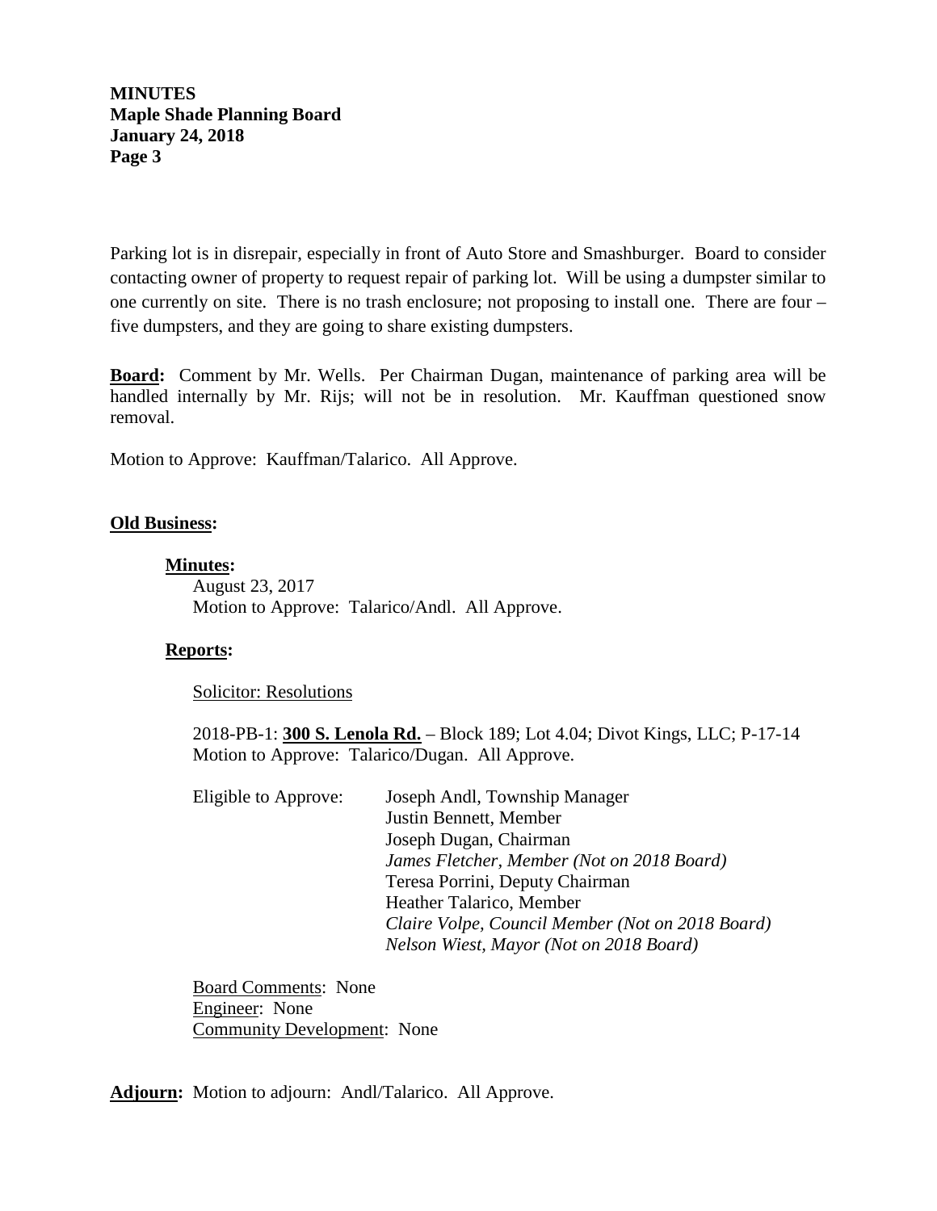Parking lot is in disrepair, especially in front of Auto Store and Smashburger. Board to consider contacting owner of property to request repair of parking lot. Will be using a dumpster similar to one currently on site. There is no trash enclosure; not proposing to install one. There are four – five dumpsters, and they are going to share existing dumpsters.

**Board:** Comment by Mr. Wells. Per Chairman Dugan, maintenance of parking area will be handled internally by Mr. Rijs; will not be in resolution. Mr. Kauffman questioned snow removal.

Motion to Approve: Kauffman/Talarico. All Approve.

**Old Business:**

**Minutes:**

August 23, 2017
Motion to Approve: Talarico/Andl. All Approve.

**Reports:**

Solicitor: Resolutions

2018-PB-1: **300 S. Lenola Rd.** – Block 189; Lot 4.04; Divot Kings, LLC; P-17-14
Motion to Approve: Talarico/Dugan. All Approve.

Eligible to Approve:
- Joseph Andl, Township Manager
- Justin Bennett, Member
- Joseph Dugan, Chairman
- *James Fletcher, Member (Not on 2018 Board)*
- Teresa Porrini, Deputy Chairman
- Heather Talarico, Member
- *Claire Volpe, Council Member (Not on 2018 Board)*
- *Nelson Wiest, Mayor (Not on 2018 Board)*

Board Comments: None
Engineer: None
Community Development: None

**Adjourn:** Motion to adjourn: Andl/Talarico. All Approve.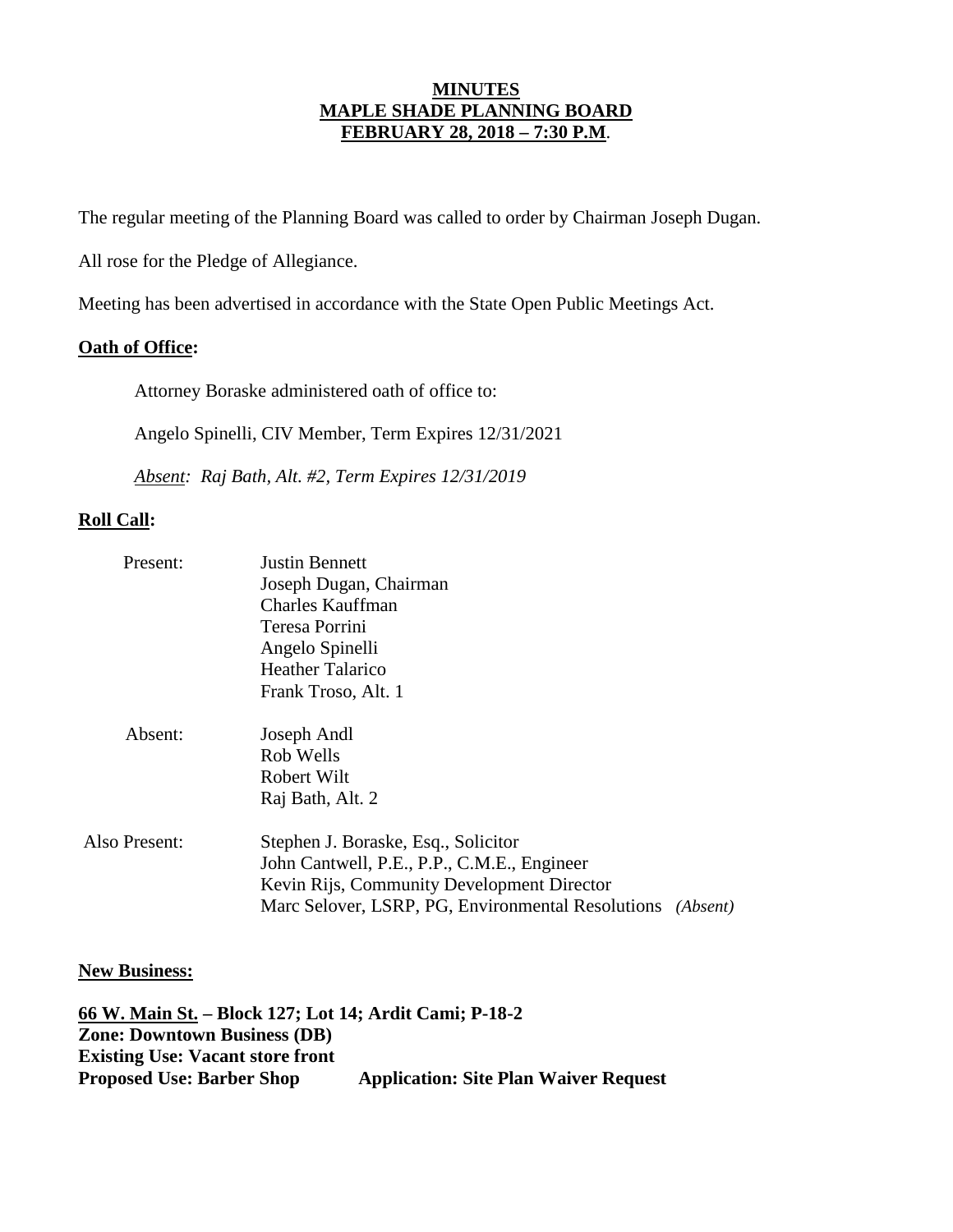**MINUTES**
**MAPLE SHADE PLANNING BOARD**
**FEBRUARY 28, 2018 – 7:30 P.M.**

The regular meeting of the Planning Board was called to order by Chairman Joseph Dugan.

All rose for the Pledge of Allegiance.

Meeting has been advertised in accordance with the State Open Public Meetings Act.

**Oath of Office:**

Attorney Boraske administered oath of office to:

Angelo Spinelli, CIV Member, Term Expires 12/31/2021

*Absent: Raj Bath, Alt. #2, Term Expires 12/31/2019*

**Roll Call:**

Present:
- Justin Bennett
- Joseph Dugan, Chairman
- Charles Kauffman
- Teresa Porrini
- Angelo Spinelli
- Heather Talarico
- Frank Troso, Alt. 1

Absent:
- Joseph Andl
- Rob Wells
- Robert Wilt
- Raj Bath, Alt. 2

Also Present:
- Stephen J. Boraske, Esq., Solicitor
- John Cantwell, P.E., P.P., C.M.E., Engineer
- Kevin Rijs, Community Development Director
- Marc Selover, LSRP, PG, Environmental Resolutions *(Absent)*

**New Business:**

**66 W. Main St. – Block 127; Lot 14; Ardit Cami; P-18-2**
**Zone: Downtown Business (DB)**
**Existing Use: Vacant store front**
**Proposed Use: Barber Shop Application: Site Plan Waiver Request**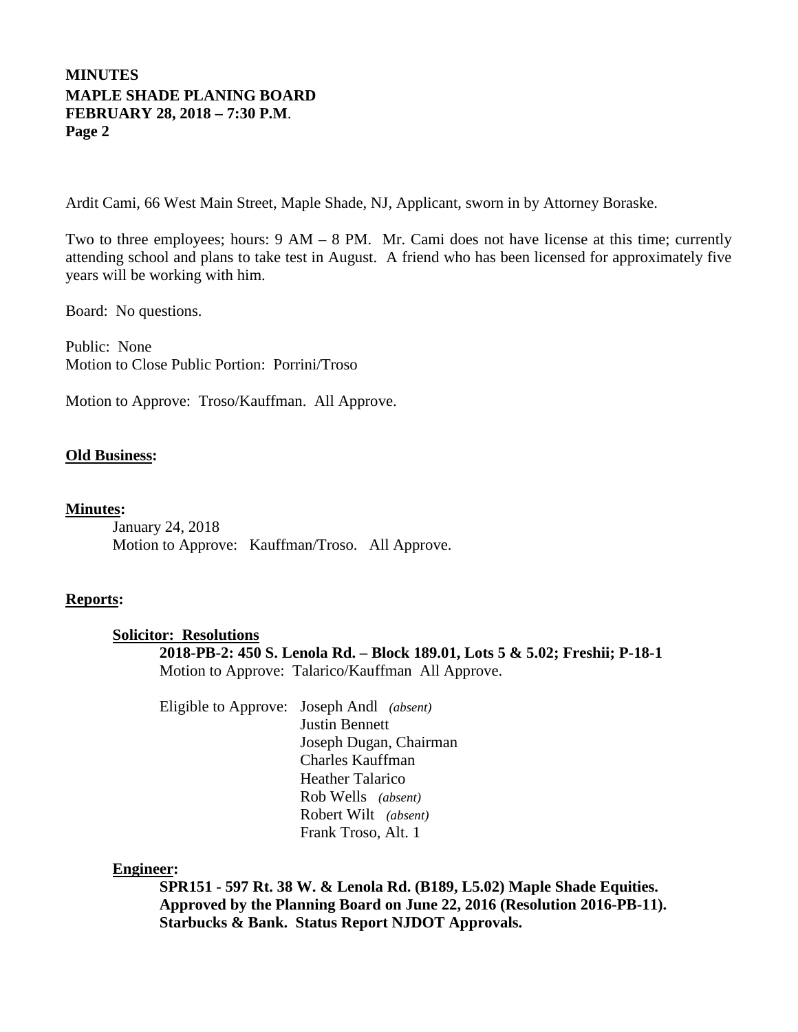Ardit Cami, 66 West Main Street, Maple Shade, NJ, Applicant, sworn in by Attorney Boraske.

Two to three employees; hours: 9 AM – 8 PM. Mr. Cami does not have license at this time; currently attending school and plans to take test in August. A friend who has been licensed for approximately five years will be working with him.

Board: No questions.

Public: None
Motion to Close Public Portion: Porrini/Troso

Motion to Approve: Troso/Kauffman. All Approve.

**<u>Old Business</u>:**

**<u>Minutes</u>:**

January 24, 2018
Motion to Approve: Kauffman/Troso. All Approve.

**<u>Reports</u>:**

**<u>Solicitor: Resolutions</u>**

**2018-PB-2: 450 S. Lenola Rd. – Block 189.01, Lots 5 & 5.02; Freshii; P-18-1**
Motion to Approve: Talarico/Kauffman All Approve.

Eligible to Approve:
- Joseph Andl *(absent)*
- Justin Bennett
- Joseph Dugan, Chairman
- Charles Kauffman
- Heather Talarico
- Rob Wells *(absent)*
- Robert Wilt *(absent)*
- Frank Troso, Alt. 1

**<u>Engineer</u>:**

**SPR151 - 597 Rt. 38 W. & Lenola Rd. (B189, L5.02) Maple Shade Equities. Approved by the Planning Board on June 22, 2016 (Resolution 2016-PB-11). Starbucks & Bank. Status Report NJDOT Approvals.**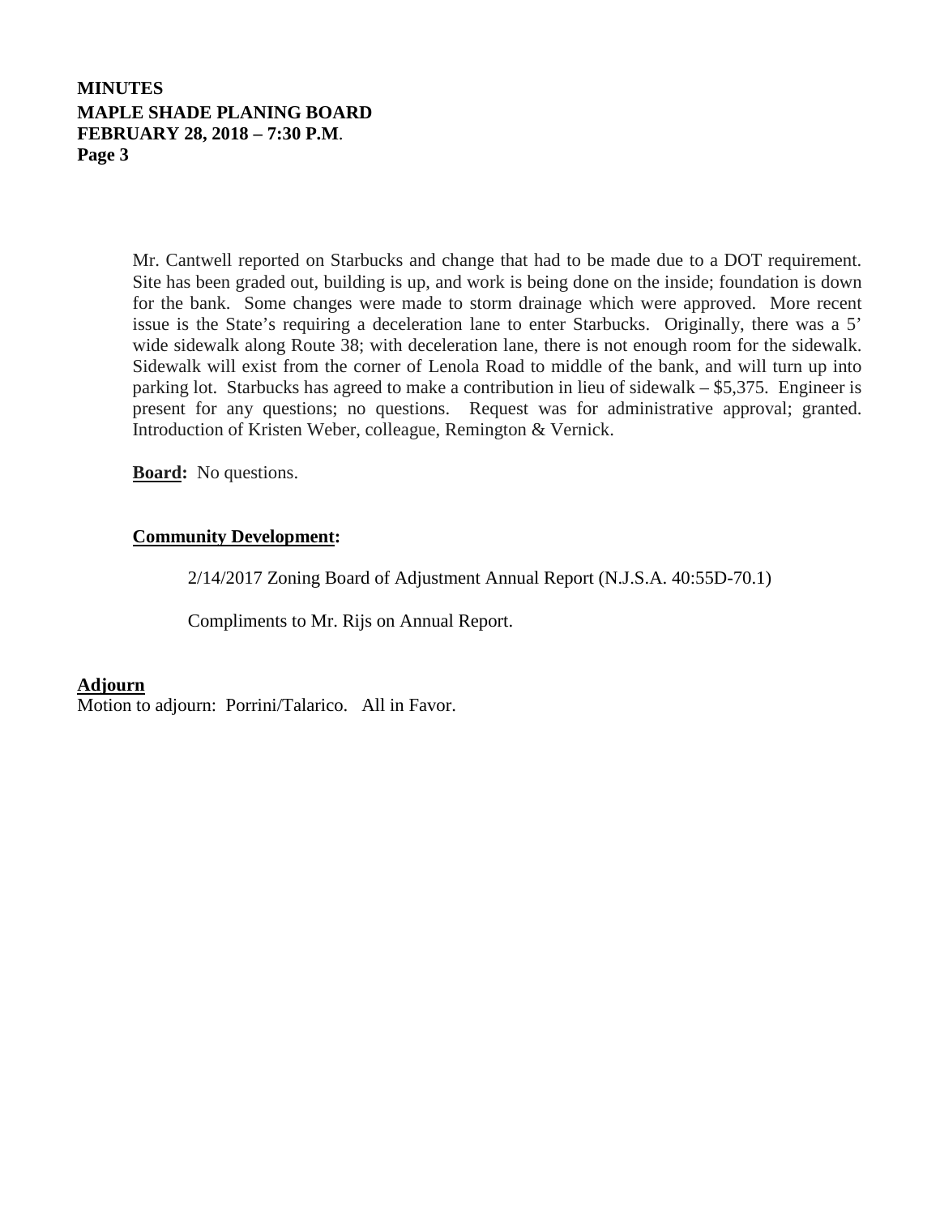Mr. Cantwell reported on Starbucks and change that had to be made due to a DOT requirement. Site has been graded out, building is up, and work is being done on the inside; foundation is down for the bank. Some changes were made to storm drainage which were approved. More recent issue is the State's requiring a deceleration lane to enter Starbucks. Originally, there was a 5' wide sidewalk along Route 38; with deceleration lane, there is not enough room for the sidewalk. Sidewalk will exist from the corner of Lenola Road to middle of the bank, and will turn up into parking lot. Starbucks has agreed to make a contribution in lieu of sidewalk – $5,375. Engineer is present for any questions; no questions. Request was for administrative approval; granted. Introduction of Kristen Weber, colleague, Remington & Vernick.

**Board:** No questions.

**Community Development:**

2/14/2017 Zoning Board of Adjustment Annual Report (N.J.S.A. 40:55D-70.1)

Compliments to Mr. Rijs on Annual Report.

**Adjourn**

Motion to adjourn: Porrini/Talarico. All in Favor.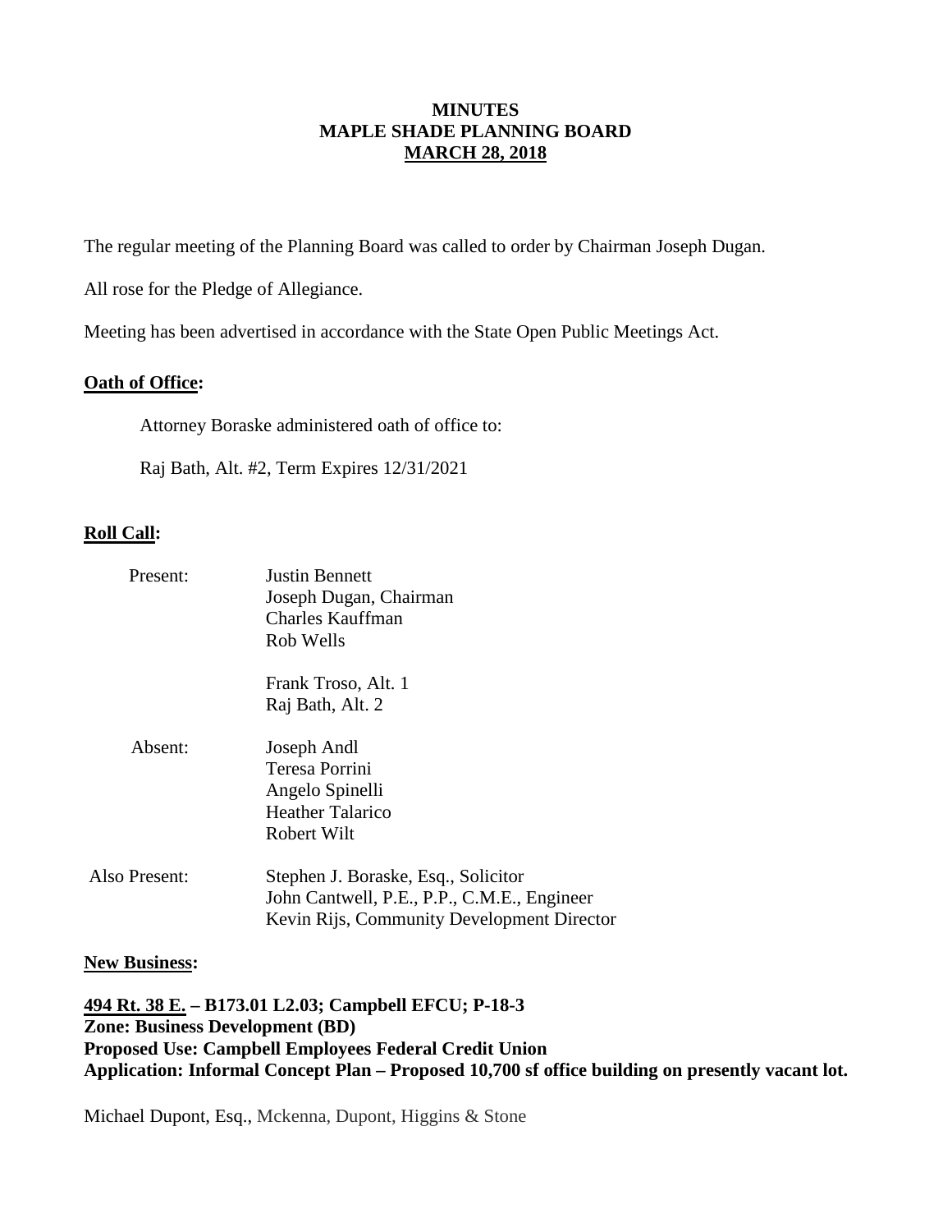**MINUTES**
**MAPLE SHADE PLANNING BOARD**
**MARCH 28, 2018**

The regular meeting of the Planning Board was called to order by Chairman Joseph Dugan.

All rose for the Pledge of Allegiance.

Meeting has been advertised in accordance with the State Open Public Meetings Act.

**Oath of Office:**

Attorney Boraske administered oath of office to:

Raj Bath, Alt. #2, Term Expires 12/31/2021

**Roll Call:**

| | |
|---|---|
| Present: | Justin Bennett<br>Joseph Dugan, Chairman<br>Charles Kauffman<br>Rob Wells<br><br>Frank Troso, Alt. 1<br>Raj Bath, Alt. 2 |
| Absent: | Joseph Andl<br>Teresa Porrini<br>Angelo Spinelli<br>Heather Talarico<br>Robert Wilt |
| Also Present: | Stephen J. Boraske, Esq., Solicitor<br>John Cantwell, P.E., P.P., C.M.E., Engineer<br>Kevin Rijs, Community Development Director |

**New Business:**

**494 Rt. 38 E. – B173.01 L2.03; Campbell EFCU; P-18-3**
**Zone: Business Development (BD)**
**Proposed Use: Campbell Employees Federal Credit Union**
**Application: Informal Concept Plan – Proposed 10,700 sf office building on presently vacant lot.**

Michael Dupont, Esq., Mckenna, Dupont, Higgins & Stone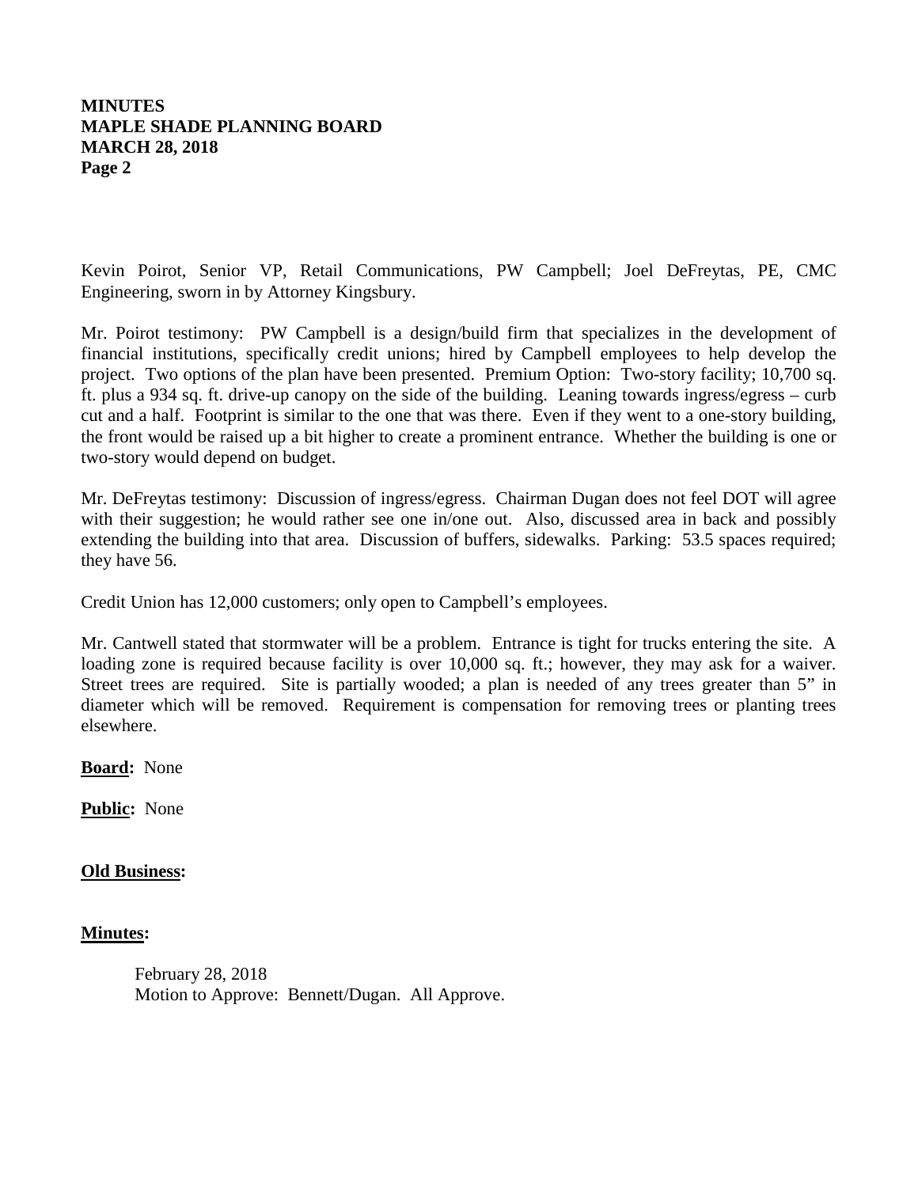Kevin Poirot, Senior VP, Retail Communications, PW Campbell; Joel DeFreytas, PE, CMC Engineering, sworn in by Attorney Kingsbury.

Mr. Poirot testimony: PW Campbell is a design/build firm that specializes in the development of financial institutions, specifically credit unions; hired by Campbell employees to help develop the project. Two options of the plan have been presented. Premium Option: Two-story facility; 10,700 sq. ft. plus a 934 sq. ft. drive-up canopy on the side of the building. Leaning towards ingress/egress – curb cut and a half. Footprint is similar to the one that was there. Even if they went to a one-story building, the front would be raised up a bit higher to create a prominent entrance. Whether the building is one or two-story would depend on budget.

Mr. DeFreytas testimony: Discussion of ingress/egress. Chairman Dugan does not feel DOT will agree with their suggestion; he would rather see one in/one out. Also, discussed area in back and possibly extending the building into that area. Discussion of buffers, sidewalks. Parking: 53.5 spaces required; they have 56.

Credit Union has 12,000 customers; only open to Campbell's employees.

Mr. Cantwell stated that stormwater will be a problem. Entrance is tight for trucks entering the site. A loading zone is required because facility is over 10,000 sq. ft.; however, they may ask for a waiver. Street trees are required. Site is partially wooded; a plan is needed of any trees greater than 5" in diameter which will be removed. Requirement is compensation for removing trees or planting trees elsewhere.

**Board:** None

**Public:** None

**Old Business:**

**Minutes:**

February 28, 2018
Motion to Approve: Bennett/Dugan. All Approve.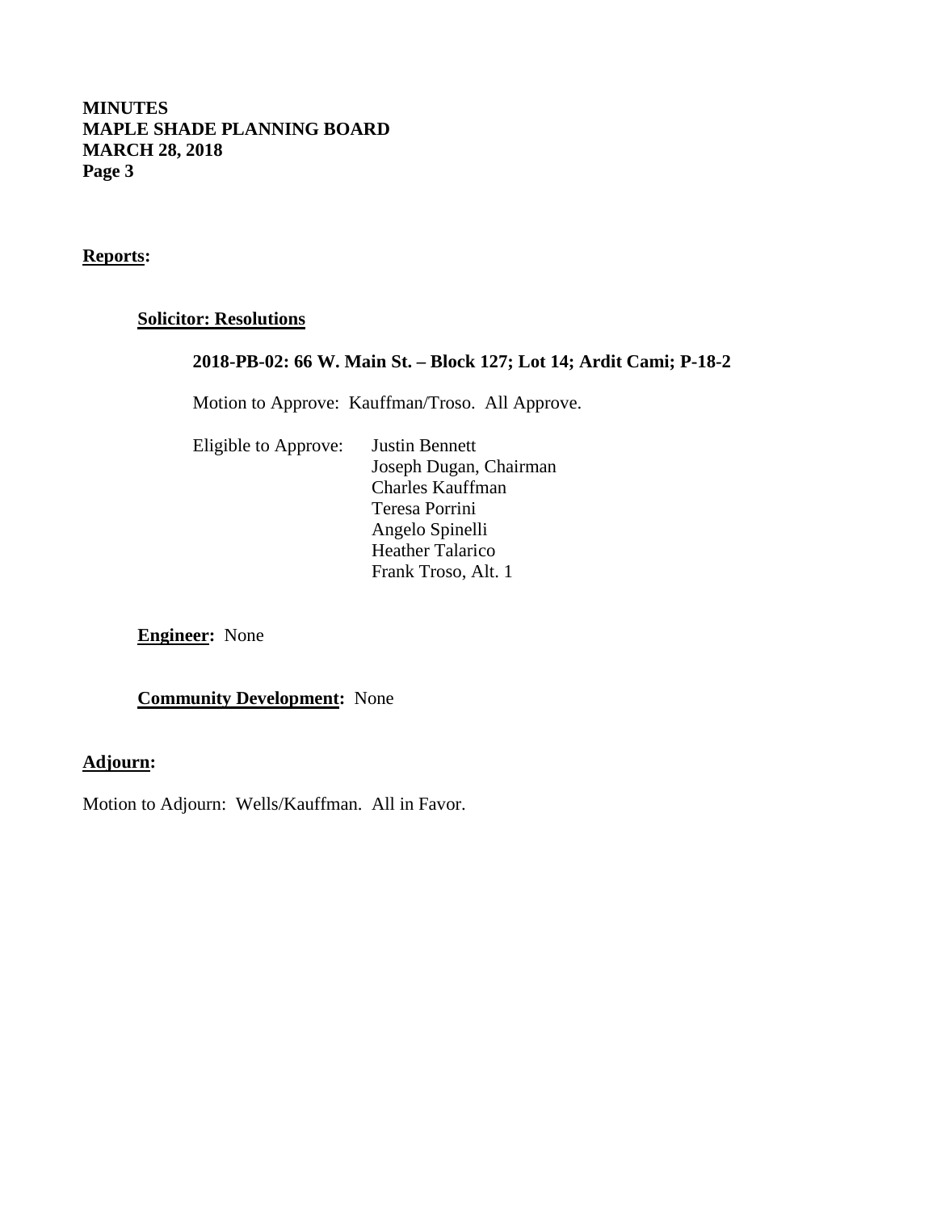**Reports:**

**Solicitor: Resolutions**

**2018-PB-02: 66 W. Main St. – Block 127; Lot 14; Ardit Cami; P-18-2**

Motion to Approve: Kauffman/Troso. All Approve.

Eligible to Approve: Justin Bennett
Joseph Dugan, Chairman
Charles Kauffman
Teresa Porrini
Angelo Spinelli
Heather Talarico
Frank Troso, Alt. 1

**Engineer:** None

**Community Development:** None

**Adjourn:**

Motion to Adjourn: Wells/Kauffman. All in Favor.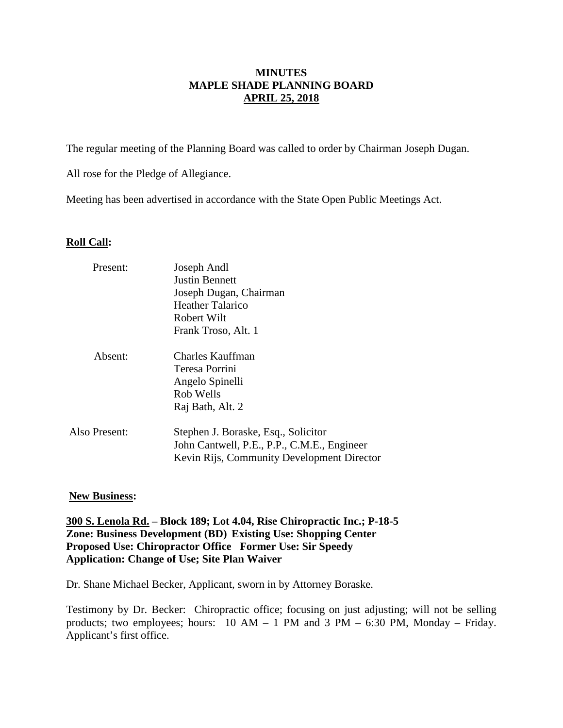# MINUTES
# MAPLE SHADE PLANNING BOARD
# APRIL 25, 2018

The regular meeting of the Planning Board was called to order by Chairman Joseph Dugan.

All rose for the Pledge of Allegiance.

Meeting has been advertised in accordance with the State Open Public Meetings Act.

**Roll Call:**

| | |
|---|---|
| Present: | Joseph Andl<br>Justin Bennett<br>Joseph Dugan, Chairman<br>Heather Talarico<br>Robert Wilt<br>Frank Troso, Alt. 1 |
| Absent: | Charles Kauffman<br>Teresa Porrini<br>Angelo Spinelli<br>Rob Wells<br>Raj Bath, Alt. 2 |
| Also Present: | Stephen J. Boraske, Esq., Solicitor<br>John Cantwell, P.E., P.P., C.M.E., Engineer<br>Kevin Rijs, Community Development Director |

**New Business:**

**300 S. Lenola Rd. – Block 189; Lot 4.04, Rise Chiropractic Inc.; P-18-5**
**Zone: Business Development (BD) Existing Use: Shopping Center**
**Proposed Use: Chiropractor Office Former Use: Sir Speedy**
**Application: Change of Use; Site Plan Waiver**

Dr. Shane Michael Becker, Applicant, sworn in by Attorney Boraske.

Testimony by Dr. Becker: Chiropractic office; focusing on just adjusting; will not be selling products; two employees; hours: 10 AM – 1 PM and 3 PM – 6:30 PM, Monday – Friday. Applicant's first office.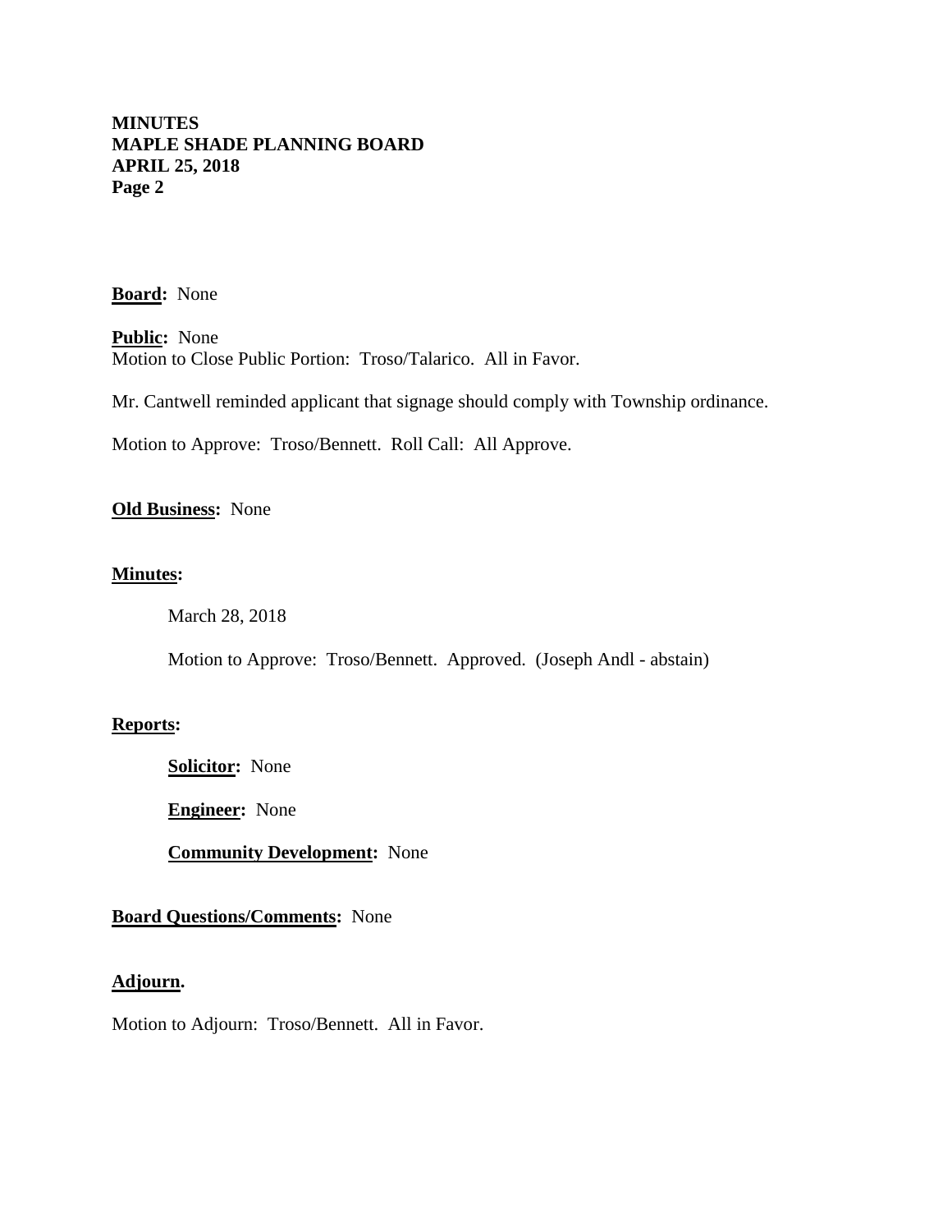**Board:** None

**Public:** None
Motion to Close Public Portion: Troso/Talarico. All in Favor.

Mr. Cantwell reminded applicant that signage should comply with Township ordinance.

Motion to Approve: Troso/Bennett. Roll Call: All Approve.

**Old Business:** None

**Minutes:**

March 28, 2018

Motion to Approve: Troso/Bennett. Approved. (Joseph Andl - abstain)

**Reports:**

**Solicitor:** None

**Engineer:** None

**Community Development:** None

**Board Questions/Comments:** None

**Adjourn.**

Motion to Adjourn: Troso/Bennett. All in Favor.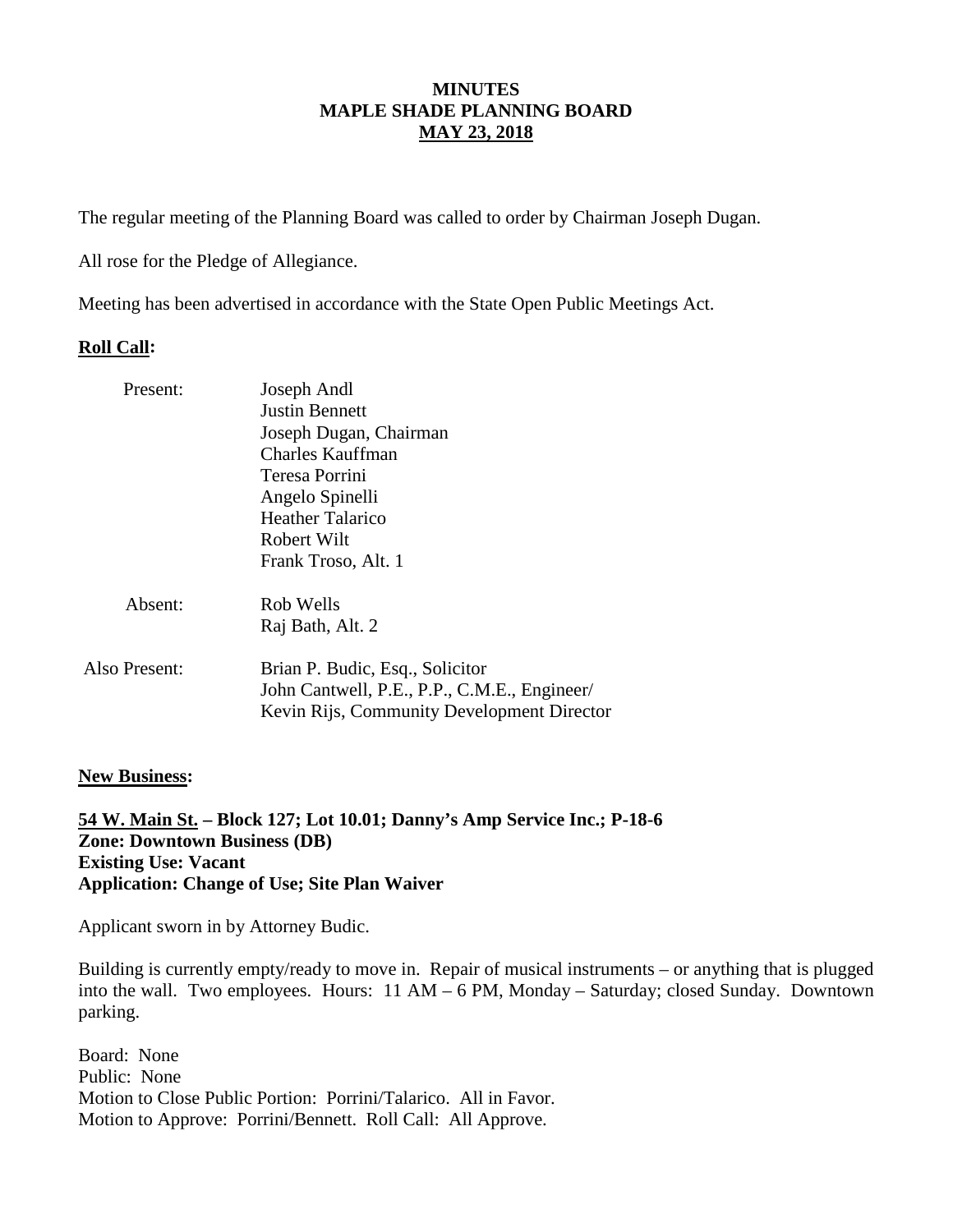**MINUTES**
**MAPLE SHADE PLANNING BOARD**
**MAY 23, 2018**

The regular meeting of the Planning Board was called to order by Chairman Joseph Dugan.

All rose for the Pledge of Allegiance.

Meeting has been advertised in accordance with the State Open Public Meetings Act.

**Roll Call:**

| | |
|---|---|
| Present: | Joseph Andl<br>Justin Bennett<br>Joseph Dugan, Chairman<br>Charles Kauffman<br>Teresa Porrini<br>Angelo Spinelli<br>Heather Talarico<br>Robert Wilt<br>Frank Troso, Alt. 1 |
| Absent: | Rob Wells<br>Raj Bath, Alt. 2 |
| Also Present: | Brian P. Budic, Esq., Solicitor<br>John Cantwell, P.E., P.P., C.M.E., Engineer/<br>Kevin Rijs, Community Development Director |

**New Business:**

**54 W. Main St. – Block 127; Lot 10.01; Danny's Amp Service Inc.; P-18-6**
**Zone: Downtown Business (DB)**
**Existing Use: Vacant**
**Application: Change of Use; Site Plan Waiver**

Applicant sworn in by Attorney Budic.

Building is currently empty/ready to move in. Repair of musical instruments – or anything that is plugged into the wall. Two employees. Hours: 11 AM – 6 PM, Monday – Saturday; closed Sunday. Downtown parking.

Board: None
Public: None
Motion to Close Public Portion: Porrini/Talarico. All in Favor.
Motion to Approve: Porrini/Bennett. Roll Call: All Approve.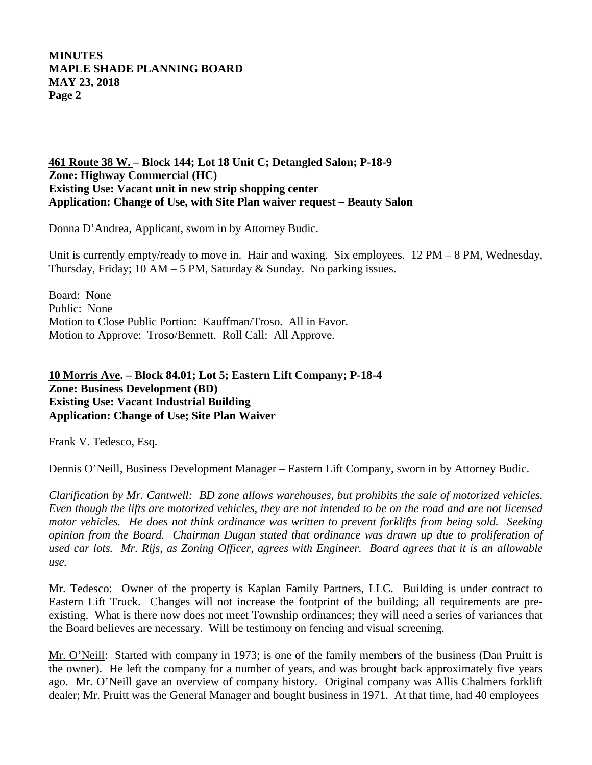**461 Route 38 W. – Block 144; Lot 18 Unit C; Detangled Salon; P-18-9**
**Zone: Highway Commercial (HC)**
**Existing Use: Vacant unit in new strip shopping center**
**Application: Change of Use, with Site Plan waiver request – Beauty Salon**

Donna D'Andrea, Applicant, sworn in by Attorney Budic.

Unit is currently empty/ready to move in. Hair and waxing. Six employees. 12 PM – 8 PM, Wednesday, Thursday, Friday; 10 AM – 5 PM, Saturday & Sunday. No parking issues.

Board: None
Public: None
Motion to Close Public Portion: Kauffman/Troso. All in Favor.
Motion to Approve: Troso/Bennett. Roll Call: All Approve.

**10 Morris Ave. – Block 84.01; Lot 5; Eastern Lift Company; P-18-4**
**Zone: Business Development (BD)**
**Existing Use: Vacant Industrial Building**
**Application: Change of Use; Site Plan Waiver**

Frank V. Tedesco, Esq.

Dennis O'Neill, Business Development Manager – Eastern Lift Company, sworn in by Attorney Budic.

*Clarification by Mr. Cantwell: BD zone allows warehouses, but prohibits the sale of motorized vehicles. Even though the lifts are motorized vehicles, they are not intended to be on the road and are not licensed motor vehicles. He does not think ordinance was written to prevent forklifts from being sold. Seeking opinion from the Board. Chairman Dugan stated that ordinance was drawn up due to proliferation of used car lots. Mr. Rijs, as Zoning Officer, agrees with Engineer. Board agrees that it is an allowable use.*

Mr. Tedesco: Owner of the property is Kaplan Family Partners, LLC. Building is under contract to Eastern Lift Truck. Changes will not increase the footprint of the building; all requirements are pre-existing. What is there now does not meet Township ordinances; they will need a series of variances that the Board believes are necessary. Will be testimony on fencing and visual screening.

Mr. O'Neill: Started with company in 1973; is one of the family members of the business (Dan Pruitt is the owner). He left the company for a number of years, and was brought back approximately five years ago. Mr. O'Neill gave an overview of company history. Original company was Allis Chalmers forklift dealer; Mr. Pruitt was the General Manager and bought business in 1971. At that time, had 40 employees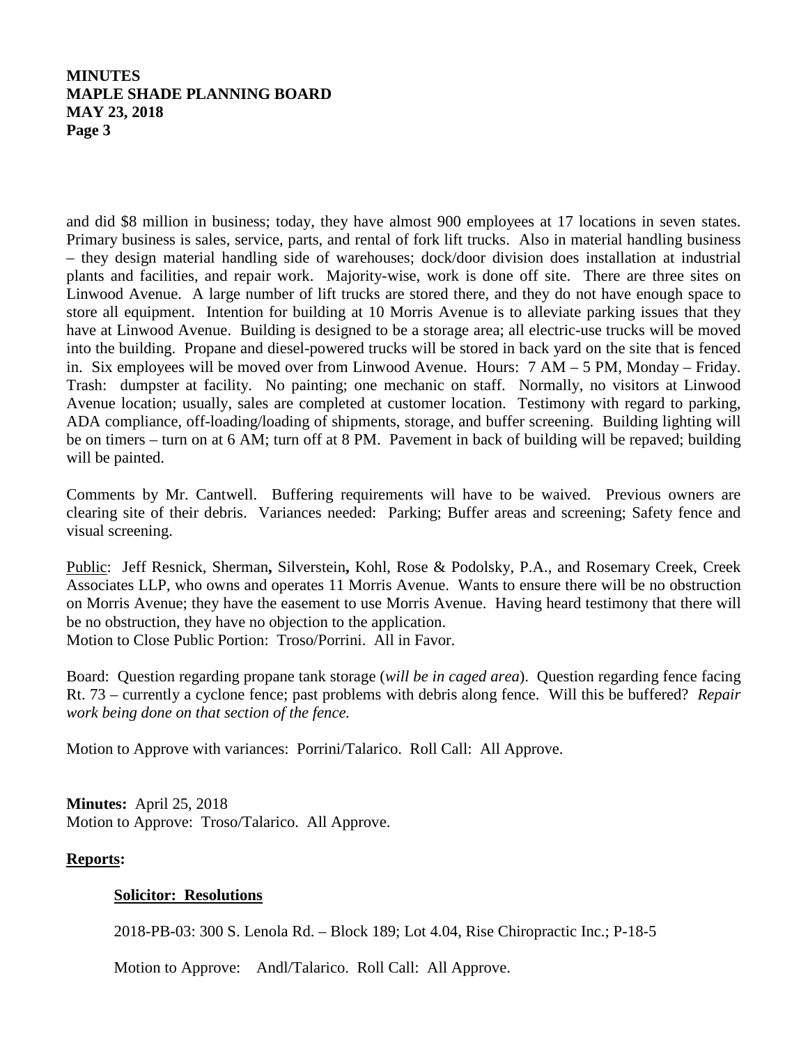and did $8 million in business; today, they have almost 900 employees at 17 locations in seven states. Primary business is sales, service, parts, and rental of fork lift trucks. Also in material handling business – they design material handling side of warehouses; dock/door division does installation at industrial plants and facilities, and repair work. Majority-wise, work is done off site. There are three sites on Linwood Avenue. A large number of lift trucks are stored there, and they do not have enough space to store all equipment. Intention for building at 10 Morris Avenue is to alleviate parking issues that they have at Linwood Avenue. Building is designed to be a storage area; all electric-use trucks will be moved into the building. Propane and diesel-powered trucks will be stored in back yard on the site that is fenced in. Six employees will be moved over from Linwood Avenue. Hours: 7 AM – 5 PM, Monday – Friday. Trash: dumpster at facility. No painting; one mechanic on staff. Normally, no visitors at Linwood Avenue location; usually, sales are completed at customer location. Testimony with regard to parking, ADA compliance, off-loading/loading of shipments, storage, and buffer screening. Building lighting will be on timers – turn on at 6 AM; turn off at 8 PM. Pavement in back of building will be repaved; building will be painted.

Comments by Mr. Cantwell. Buffering requirements will have to be waived. Previous owners are clearing site of their debris. Variances needed: Parking; Buffer areas and screening; Safety fence and visual screening.

Public: Jeff Resnick, Sherman**,** Silverstein**,** Kohl, Rose & Podolsky, P.A., and Rosemary Creek, Creek Associates LLP, who owns and operates 11 Morris Avenue. Wants to ensure there will be no obstruction on Morris Avenue; they have the easement to use Morris Avenue. Having heard testimony that there will be no obstruction, they have no objection to the application.
Motion to Close Public Portion: Troso/Porrini. All in Favor.

Board: Question regarding propane tank storage (*will be in caged area*). Question regarding fence facing Rt. 73 – currently a cyclone fence; past problems with debris along fence. Will this be buffered? *Repair work being done on that section of the fence.*

Motion to Approve with variances: Porrini/Talarico. Roll Call: All Approve.

**Minutes:** April 25, 2018
Motion to Approve: Troso/Talarico. All Approve.

**Reports:**

**Solicitor: Resolutions**

2018-PB-03: 300 S. Lenola Rd. – Block 189; Lot 4.04, Rise Chiropractic Inc.; P-18-5

Motion to Approve: Andl/Talarico. Roll Call: All Approve.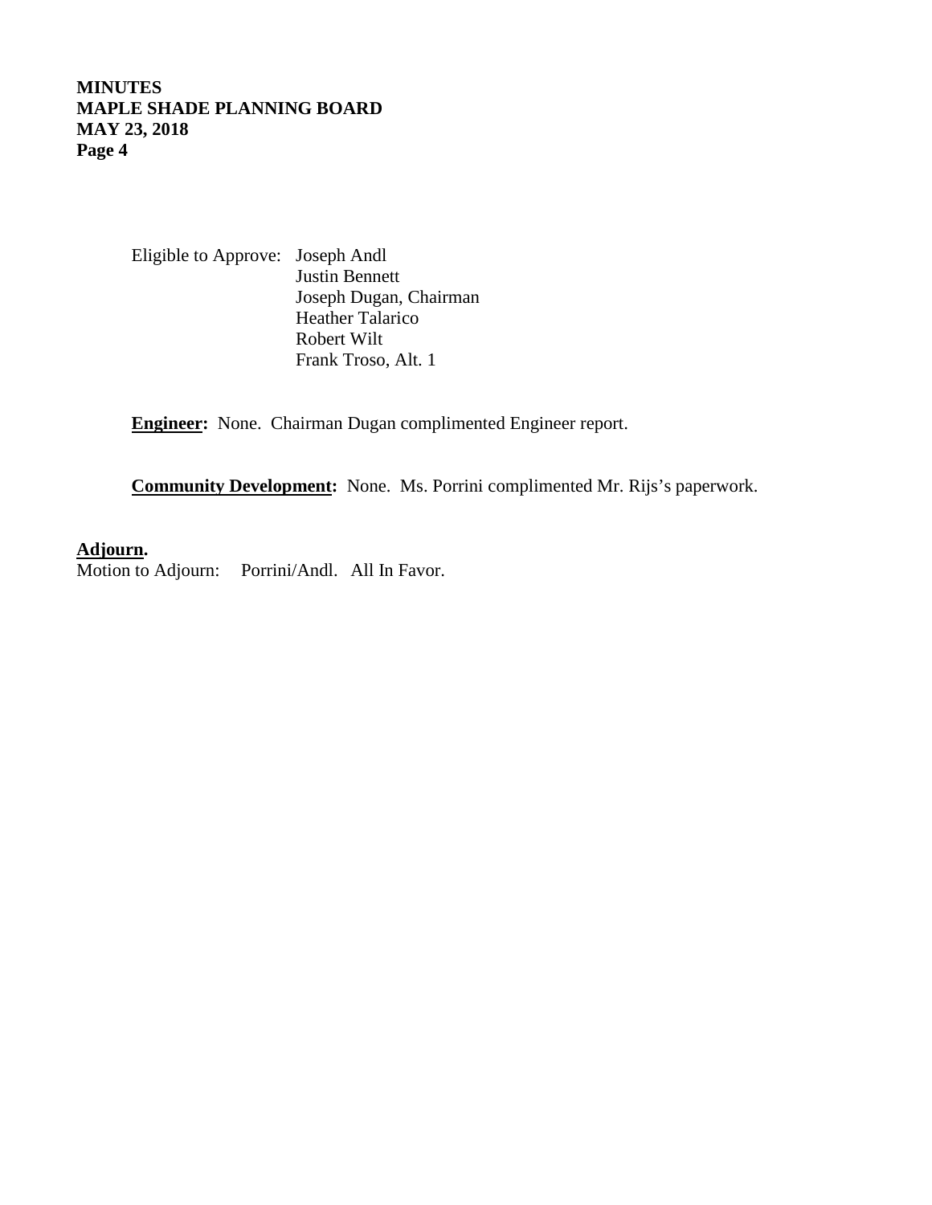Eligible to Approve: Joseph Andl
Justin Bennett
Joseph Dugan, Chairman
Heather Talarico
Robert Wilt
Frank Troso, Alt. 1

**Engineer:** None. Chairman Dugan complimented Engineer report.

**Community Development:** None. Ms. Porrini complimented Mr. Rijs's paperwork.

**Adjourn.**

Motion to Adjourn: Porrini/Andl. All In Favor.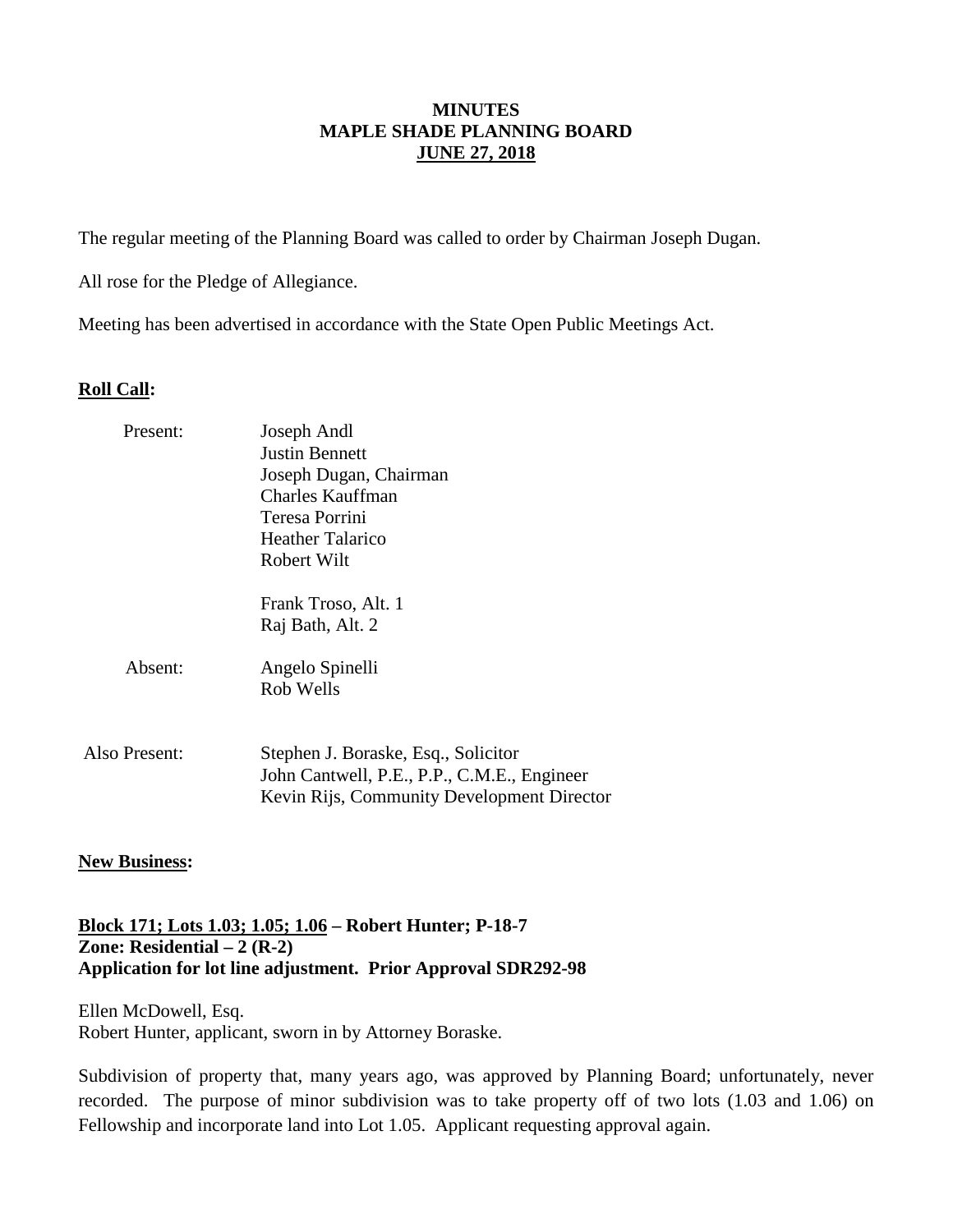# MINUTES
# MAPLE SHADE PLANNING BOARD
# JUNE 27, 2018

The regular meeting of the Planning Board was called to order by Chairman Joseph Dugan.

All rose for the Pledge of Allegiance.

Meeting has been advertised in accordance with the State Open Public Meetings Act.

**Roll Call:**

Present:
- Joseph Andl
- Justin Bennett
- Joseph Dugan, Chairman
- Charles Kauffman
- Teresa Porrini
- Heather Talarico
- Robert Wilt

- Frank Troso, Alt. 1
- Raj Bath, Alt. 2

Absent:
- Angelo Spinelli
- Rob Wells

Also Present:
- Stephen J. Boraske, Esq., Solicitor
- John Cantwell, P.E., P.P., C.M.E., Engineer
- Kevin Rijs, Community Development Director

**New Business:**

**Block 171; Lots 1.03; 1.05; 1.06 – Robert Hunter; P-18-7**
**Zone: Residential – 2 (R-2)**
**Application for lot line adjustment. Prior Approval SDR292-98**

Ellen McDowell, Esq.
Robert Hunter, applicant, sworn in by Attorney Boraske.

Subdivision of property that, many years ago, was approved by Planning Board; unfortunately, never recorded. The purpose of minor subdivision was to take property off of two lots (1.03 and 1.06) on Fellowship and incorporate land into Lot 1.05. Applicant requesting approval again.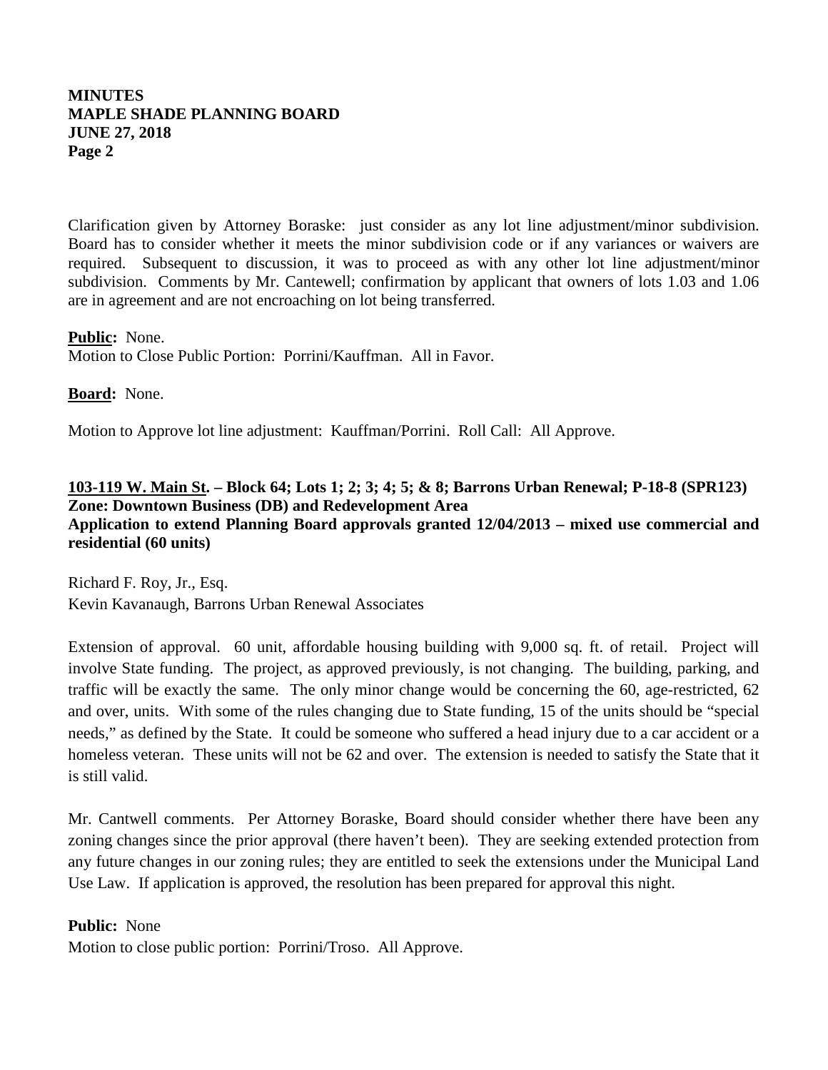Clarification given by Attorney Boraske: just consider as any lot line adjustment/minor subdivision. Board has to consider whether it meets the minor subdivision code or if any variances or waivers are required. Subsequent to discussion, it was to proceed as with any other lot line adjustment/minor subdivision. Comments by Mr. Cantewell; confirmation by applicant that owners of lots 1.03 and 1.06 are in agreement and are not encroaching on lot being transferred.

**Public:** None.
Motion to Close Public Portion: Porrini/Kauffman. All in Favor.

**Board:** None.

Motion to Approve lot line adjustment: Kauffman/Porrini. Roll Call: All Approve.

**103-119 W. Main St. – Block 64; Lots 1; 2; 3; 4; 5; & 8; Barrons Urban Renewal; P-18-8 (SPR123)**
**Zone: Downtown Business (DB) and Redevelopment Area**
**Application to extend Planning Board approvals granted 12/04/2013 – mixed use commercial and residential (60 units)**

Richard F. Roy, Jr., Esq.
Kevin Kavanaugh, Barrons Urban Renewal Associates

Extension of approval. 60 unit, affordable housing building with 9,000 sq. ft. of retail. Project will involve State funding. The project, as approved previously, is not changing. The building, parking, and traffic will be exactly the same. The only minor change would be concerning the 60, age-restricted, 62 and over, units. With some of the rules changing due to State funding, 15 of the units should be "special needs," as defined by the State. It could be someone who suffered a head injury due to a car accident or a homeless veteran. These units will not be 62 and over. The extension is needed to satisfy the State that it is still valid.

Mr. Cantwell comments. Per Attorney Boraske, Board should consider whether there have been any zoning changes since the prior approval (there haven't been). They are seeking extended protection from any future changes in our zoning rules; they are entitled to seek the extensions under the Municipal Land Use Law. If application is approved, the resolution has been prepared for approval this night.

**Public:** None
Motion to close public portion: Porrini/Troso. All Approve.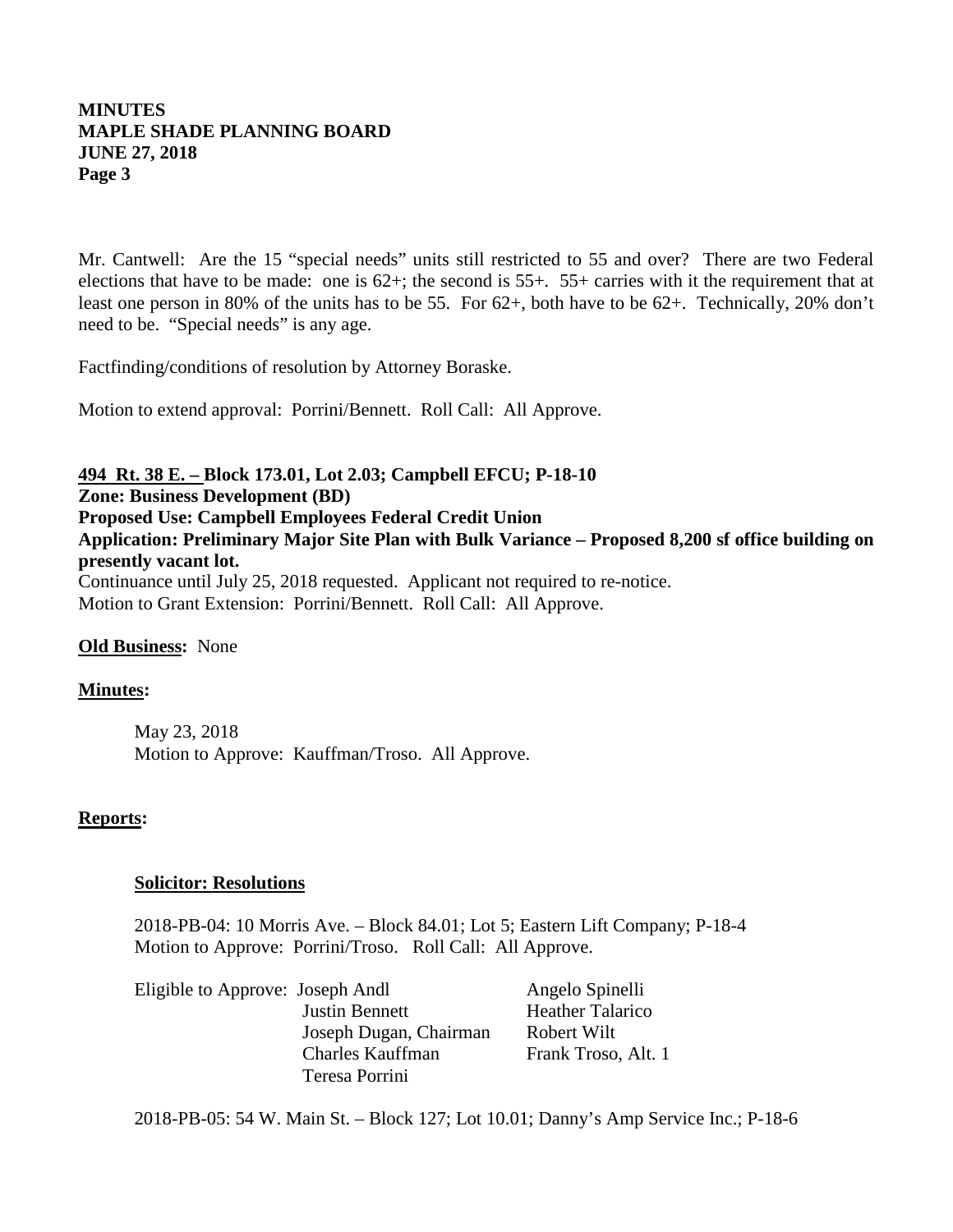Mr. Cantwell: Are the 15 "special needs" units still restricted to 55 and over? There are two Federal elections that have to be made: one is 62+; the second is 55+. 55+ carries with it the requirement that at least one person in 80% of the units has to be 55. For 62+, both have to be 62+. Technically, 20% don't need to be. "Special needs" is any age.

Factfinding/conditions of resolution by Attorney Boraske.

Motion to extend approval: Porrini/Bennett. Roll Call: All Approve.

**494 Rt. 38 E. – Block 173.01, Lot 2.03; Campbell EFCU; P-18-10**
**Zone: Business Development (BD)**
**Proposed Use: Campbell Employees Federal Credit Union**
**Application: Preliminary Major Site Plan with Bulk Variance – Proposed 8,200 sf office building on presently vacant lot.**
Continuance until July 25, 2018 requested. Applicant not required to re-notice.
Motion to Grant Extension: Porrini/Bennett. Roll Call: All Approve.

**Old Business:** None

**Minutes:**

May 23, 2018
Motion to Approve: Kauffman/Troso. All Approve.

**Reports:**

**Solicitor: Resolutions**

2018-PB-04: 10 Morris Ave. – Block 84.01; Lot 5; Eastern Lift Company; P-18-4
Motion to Approve: Porrini/Troso. Roll Call: All Approve.

Eligible to Approve:
- Joseph Andl
- Justin Bennett
- Joseph Dugan, Chairman
- Charles Kauffman
- Teresa Porrini
- Angelo Spinelli
- Heather Talarico
- Robert Wilt
- Frank Troso, Alt. 1

2018-PB-05: 54 W. Main St. – Block 127; Lot 10.01; Danny's Amp Service Inc.; P-18-6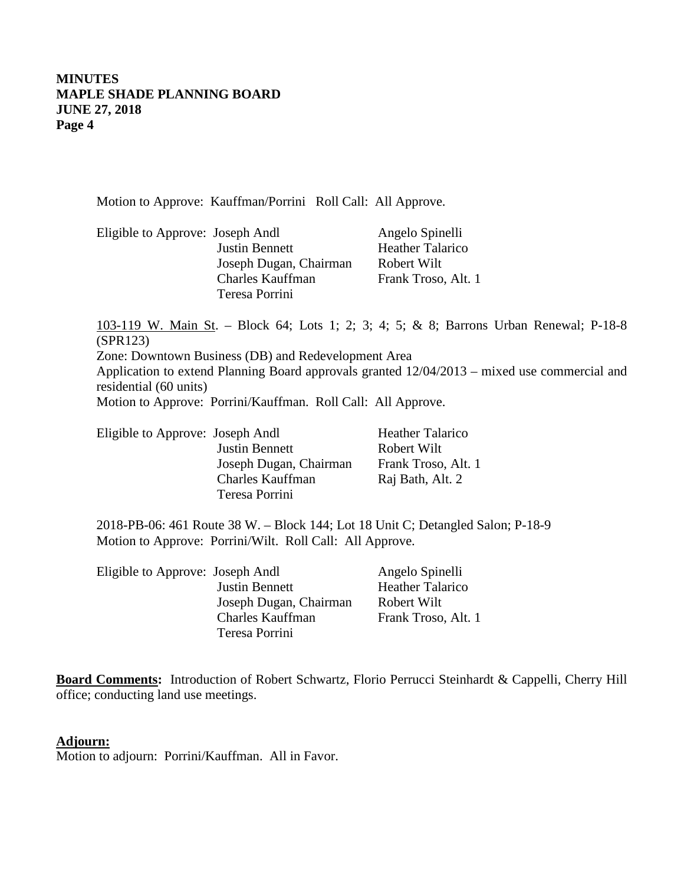Motion to Approve: Kauffman/Porrini Roll Call: All Approve.

| Eligible to Approve: | Joseph Andl | Angelo Spinelli |
|---|---|---|
| | Justin Bennett | Heather Talarico |
| | Joseph Dugan, Chairman | Robert Wilt |
| | Charles Kauffman | Frank Troso, Alt. 1 |
| | Teresa Porrini | |

103-119 W. Main St. – Block 64; Lots 1; 2; 3; 4; 5; & 8; Barrons Urban Renewal; P-18-8 (SPR123)
Zone: Downtown Business (DB) and Redevelopment Area
Application to extend Planning Board approvals granted 12/04/2013 – mixed use commercial and residential (60 units)
Motion to Approve: Porrini/Kauffman. Roll Call: All Approve.

| Eligible to Approve: | Joseph Andl | Heather Talarico |
|---|---|---|
| | Justin Bennett | Robert Wilt |
| | Joseph Dugan, Chairman | Frank Troso, Alt. 1 |
| | Charles Kauffman | Raj Bath, Alt. 2 |
| | Teresa Porrini | |

2018-PB-06: 461 Route 38 W. – Block 144; Lot 18 Unit C; Detangled Salon; P-18-9
Motion to Approve: Porrini/Wilt. Roll Call: All Approve.

| Eligible to Approve: | Joseph Andl | Angelo Spinelli |
|---|---|---|
| | Justin Bennett | Heather Talarico |
| | Joseph Dugan, Chairman | Robert Wilt |
| | Charles Kauffman | Frank Troso, Alt. 1 |
| | Teresa Porrini | |

**Board Comments:** Introduction of Robert Schwartz, Florio Perrucci Steinhardt & Cappelli, Cherry Hill office; conducting land use meetings.

**Adjourn:**
Motion to adjourn: Porrini/Kauffman. All in Favor.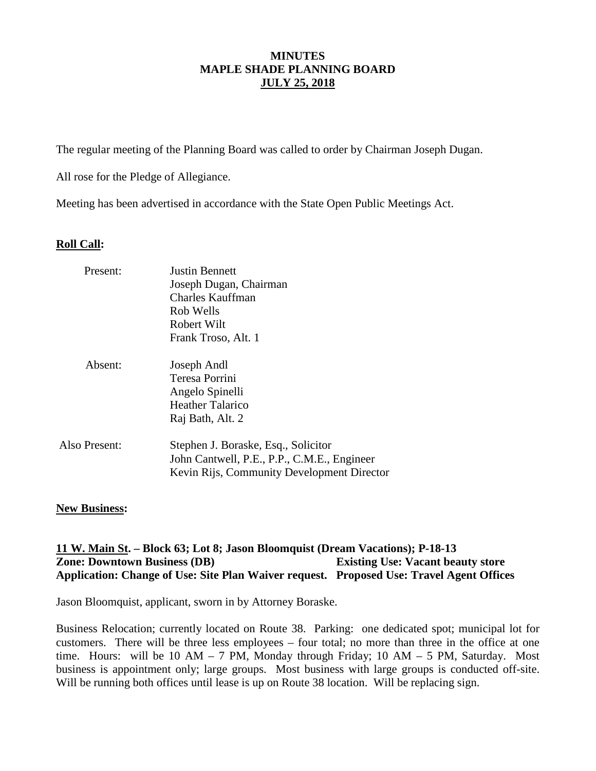# MINUTES
# MAPLE SHADE PLANNING BOARD
# JULY 25, 2018

The regular meeting of the Planning Board was called to order by Chairman Joseph Dugan.

All rose for the Pledge of Allegiance.

Meeting has been advertised in accordance with the State Open Public Meetings Act.

**Roll Call:**

| | |
|---|---|
| Present: | Justin Bennett<br>Joseph Dugan, Chairman<br>Charles Kauffman<br>Rob Wells<br>Robert Wilt<br>Frank Troso, Alt. 1 |
| Absent: | Joseph Andl<br>Teresa Porrini<br>Angelo Spinelli<br>Heather Talarico<br>Raj Bath, Alt. 2 |
| Also Present: | Stephen J. Boraske, Esq., Solicitor<br>John Cantwell, P.E., P.P., C.M.E., Engineer<br>Kevin Rijs, Community Development Director |

**New Business:**

**11 W. Main St. – Block 63; Lot 8; Jason Bloomquist (Dream Vacations); P-18-13**
**Zone: Downtown Business (DB) Existing Use: Vacant beauty store**
**Application: Change of Use: Site Plan Waiver request. Proposed Use: Travel Agent Offices**

Jason Bloomquist, applicant, sworn in by Attorney Boraske.

Business Relocation; currently located on Route 38. Parking: one dedicated spot; municipal lot for customers. There will be three less employees – four total; no more than three in the office at one time. Hours: will be 10 AM – 7 PM, Monday through Friday; 10 AM – 5 PM, Saturday. Most business is appointment only; large groups. Most business with large groups is conducted off-site. Will be running both offices until lease is up on Route 38 location. Will be replacing sign.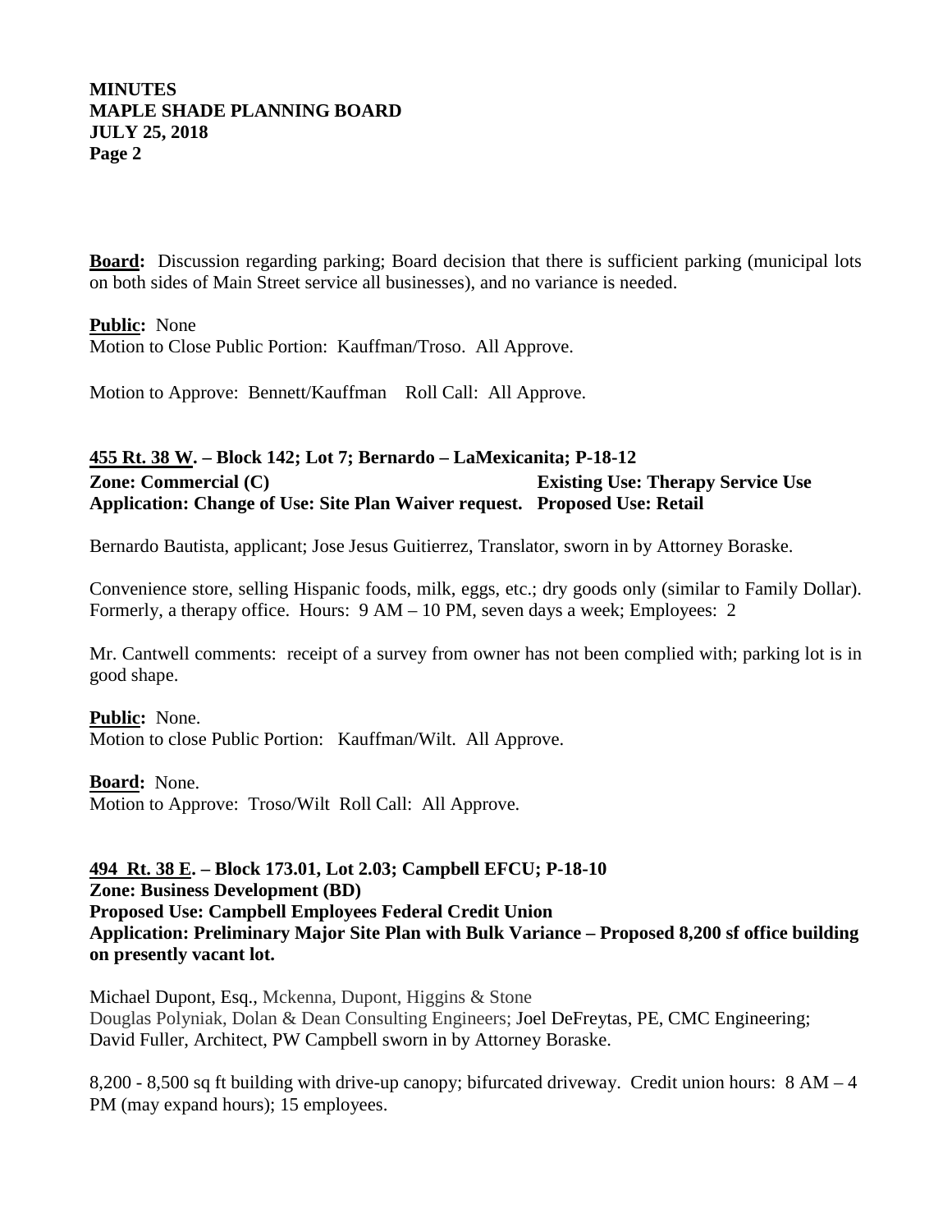**Board:** Discussion regarding parking; Board decision that there is sufficient parking (municipal lots on both sides of Main Street service all businesses), and no variance is needed.

**Public:** None
Motion to Close Public Portion: Kauffman/Troso. All Approve.

Motion to Approve: Bennett/Kauffman Roll Call: All Approve.

**455 Rt. 38 W. – Block 142; Lot 7; Bernardo – LaMexicanita; P-18-12**
**Zone: Commercial (C)** **Existing Use: Therapy Service Use**
**Application: Change of Use: Site Plan Waiver request.** **Proposed Use: Retail**

Bernardo Bautista, applicant; Jose Jesus Guitierrez, Translator, sworn in by Attorney Boraske.

Convenience store, selling Hispanic foods, milk, eggs, etc.; dry goods only (similar to Family Dollar). Formerly, a therapy office. Hours: 9 AM – 10 PM, seven days a week; Employees: 2

Mr. Cantwell comments: receipt of a survey from owner has not been complied with; parking lot is in good shape.

**Public:** None.
Motion to close Public Portion: Kauffman/Wilt. All Approve.

**Board:** None.
Motion to Approve: Troso/Wilt Roll Call: All Approve.

**494 Rt. 38 E. – Block 173.01, Lot 2.03; Campbell EFCU; P-18-10**
**Zone: Business Development (BD)**
**Proposed Use: Campbell Employees Federal Credit Union**
**Application: Preliminary Major Site Plan with Bulk Variance – Proposed 8,200 sf office building on presently vacant lot.**

Michael Dupont, Esq., Mckenna, Dupont, Higgins & Stone
Douglas Polyniak, Dolan & Dean Consulting Engineers; Joel DeFreytas, PE, CMC Engineering; David Fuller, Architect, PW Campbell sworn in by Attorney Boraske.

8,200 - 8,500 sq ft building with drive-up canopy; bifurcated driveway. Credit union hours: 8 AM – 4 PM (may expand hours); 15 employees.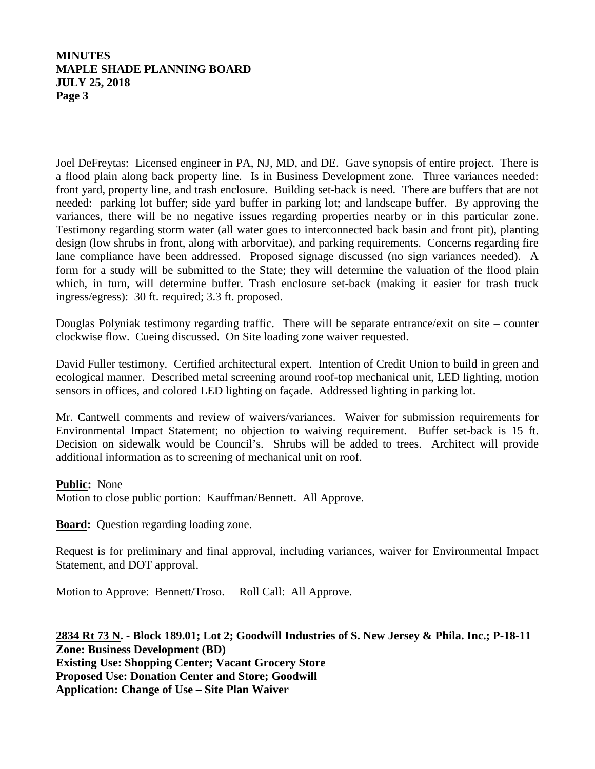Joel DeFreytas: Licensed engineer in PA, NJ, MD, and DE. Gave synopsis of entire project. There is a flood plain along back property line. Is in Business Development zone. Three variances needed: front yard, property line, and trash enclosure. Building set-back is need. There are buffers that are not needed: parking lot buffer; side yard buffer in parking lot; and landscape buffer. By approving the variances, there will be no negative issues regarding properties nearby or in this particular zone. Testimony regarding storm water (all water goes to interconnected back basin and front pit), planting design (low shrubs in front, along with arborvitae), and parking requirements. Concerns regarding fire lane compliance have been addressed. Proposed signage discussed (no sign variances needed). A form for a study will be submitted to the State; they will determine the valuation of the flood plain which, in turn, will determine buffer. Trash enclosure set-back (making it easier for trash truck ingress/egress): 30 ft. required; 3.3 ft. proposed.

Douglas Polyniak testimony regarding traffic. There will be separate entrance/exit on site – counter clockwise flow. Cueing discussed. On Site loading zone waiver requested.

David Fuller testimony. Certified architectural expert. Intention of Credit Union to build in green and ecological manner. Described metal screening around roof-top mechanical unit, LED lighting, motion sensors in offices, and colored LED lighting on façade. Addressed lighting in parking lot.

Mr. Cantwell comments and review of waivers/variances. Waiver for submission requirements for Environmental Impact Statement; no objection to waiving requirement. Buffer set-back is 15 ft. Decision on sidewalk would be Council's. Shrubs will be added to trees. Architect will provide additional information as to screening of mechanical unit on roof.

**Public:** None

Motion to close public portion: Kauffman/Bennett. All Approve.

**Board:** Question regarding loading zone.

Request is for preliminary and final approval, including variances, waiver for Environmental Impact Statement, and DOT approval.

Motion to Approve: Bennett/Troso. Roll Call: All Approve.

**2834 Rt 73 N. - Block 189.01; Lot 2; Goodwill Industries of S. New Jersey & Phila. Inc.; P-18-11**
**Zone: Business Development (BD)**
**Existing Use: Shopping Center; Vacant Grocery Store**
**Proposed Use: Donation Center and Store; Goodwill**
**Application: Change of Use – Site Plan Waiver**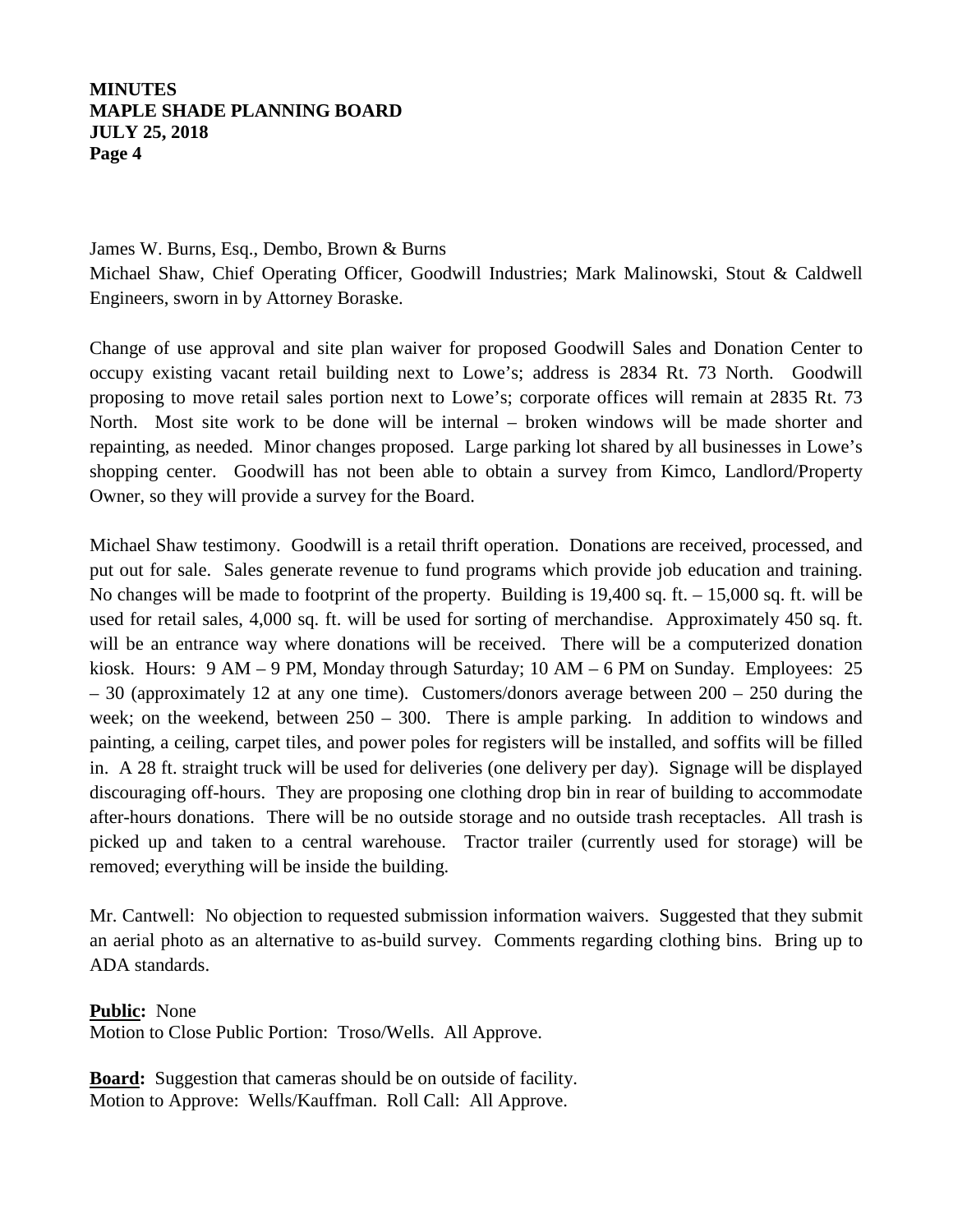James W. Burns, Esq., Dembo, Brown & Burns
Michael Shaw, Chief Operating Officer, Goodwill Industries; Mark Malinowski, Stout & Caldwell Engineers, sworn in by Attorney Boraske.

Change of use approval and site plan waiver for proposed Goodwill Sales and Donation Center to occupy existing vacant retail building next to Lowe's; address is 2834 Rt. 73 North. Goodwill proposing to move retail sales portion next to Lowe's; corporate offices will remain at 2835 Rt. 73 North. Most site work to be done will be internal – broken windows will be made shorter and repainting, as needed. Minor changes proposed. Large parking lot shared by all businesses in Lowe's shopping center. Goodwill has not been able to obtain a survey from Kimco, Landlord/Property Owner, so they will provide a survey for the Board.

Michael Shaw testimony. Goodwill is a retail thrift operation. Donations are received, processed, and put out for sale. Sales generate revenue to fund programs which provide job education and training. No changes will be made to footprint of the property. Building is 19,400 sq. ft. – 15,000 sq. ft. will be used for retail sales, 4,000 sq. ft. will be used for sorting of merchandise. Approximately 450 sq. ft. will be an entrance way where donations will be received. There will be a computerized donation kiosk. Hours: 9 AM – 9 PM, Monday through Saturday; 10 AM – 6 PM on Sunday. Employees: 25 – 30 (approximately 12 at any one time). Customers/donors average between 200 – 250 during the week; on the weekend, between 250 – 300. There is ample parking. In addition to windows and painting, a ceiling, carpet tiles, and power poles for registers will be installed, and soffits will be filled in. A 28 ft. straight truck will be used for deliveries (one delivery per day). Signage will be displayed discouraging off-hours. They are proposing one clothing drop bin in rear of building to accommodate after-hours donations. There will be no outside storage and no outside trash receptacles. All trash is picked up and taken to a central warehouse. Tractor trailer (currently used for storage) will be removed; everything will be inside the building.

Mr. Cantwell: No objection to requested submission information waivers. Suggested that they submit an aerial photo as an alternative to as-build survey. Comments regarding clothing bins. Bring up to ADA standards.

**Public:** None
Motion to Close Public Portion: Troso/Wells. All Approve.

**Board:** Suggestion that cameras should be on outside of facility.
Motion to Approve: Wells/Kauffman. Roll Call: All Approve.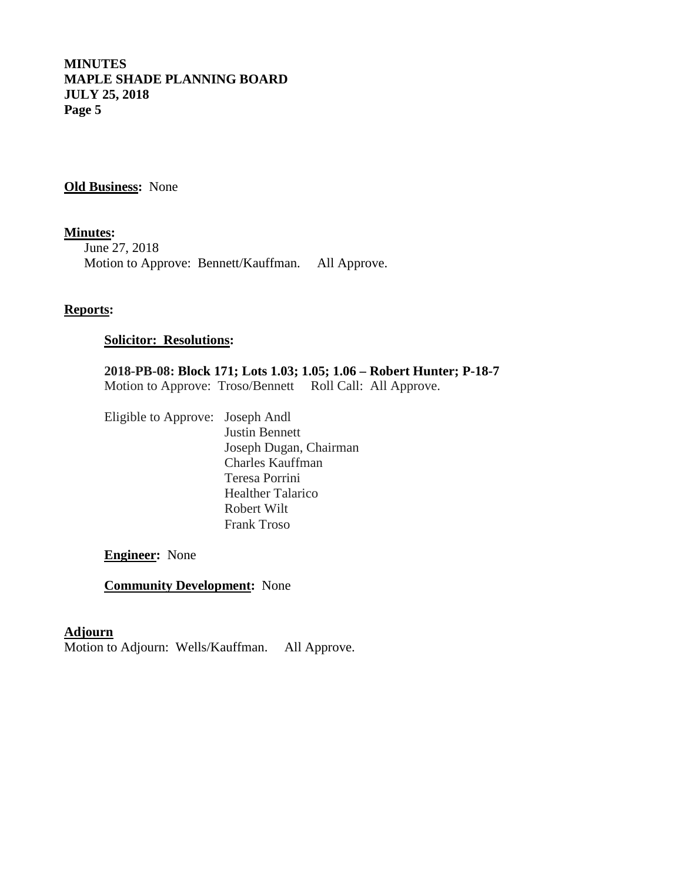**Old Business:** None

**Minutes:**

June 27, 2018
Motion to Approve: Bennett/Kauffman. All Approve.

**Reports:**

**Solicitor: Resolutions:**

**2018-PB-08: Block 171; Lots 1.03; 1.05; 1.06 – Robert Hunter; P-18-7**
Motion to Approve: Troso/Bennett Roll Call: All Approve.

Eligible to Approve: Joseph Andl
Justin Bennett
Joseph Dugan, Chairman
Charles Kauffman
Teresa Porrini
Healther Talarico
Robert Wilt
Frank Troso

**Engineer:** None

**Community Development:** None

**Adjourn**

Motion to Adjourn: Wells/Kauffman. All Approve.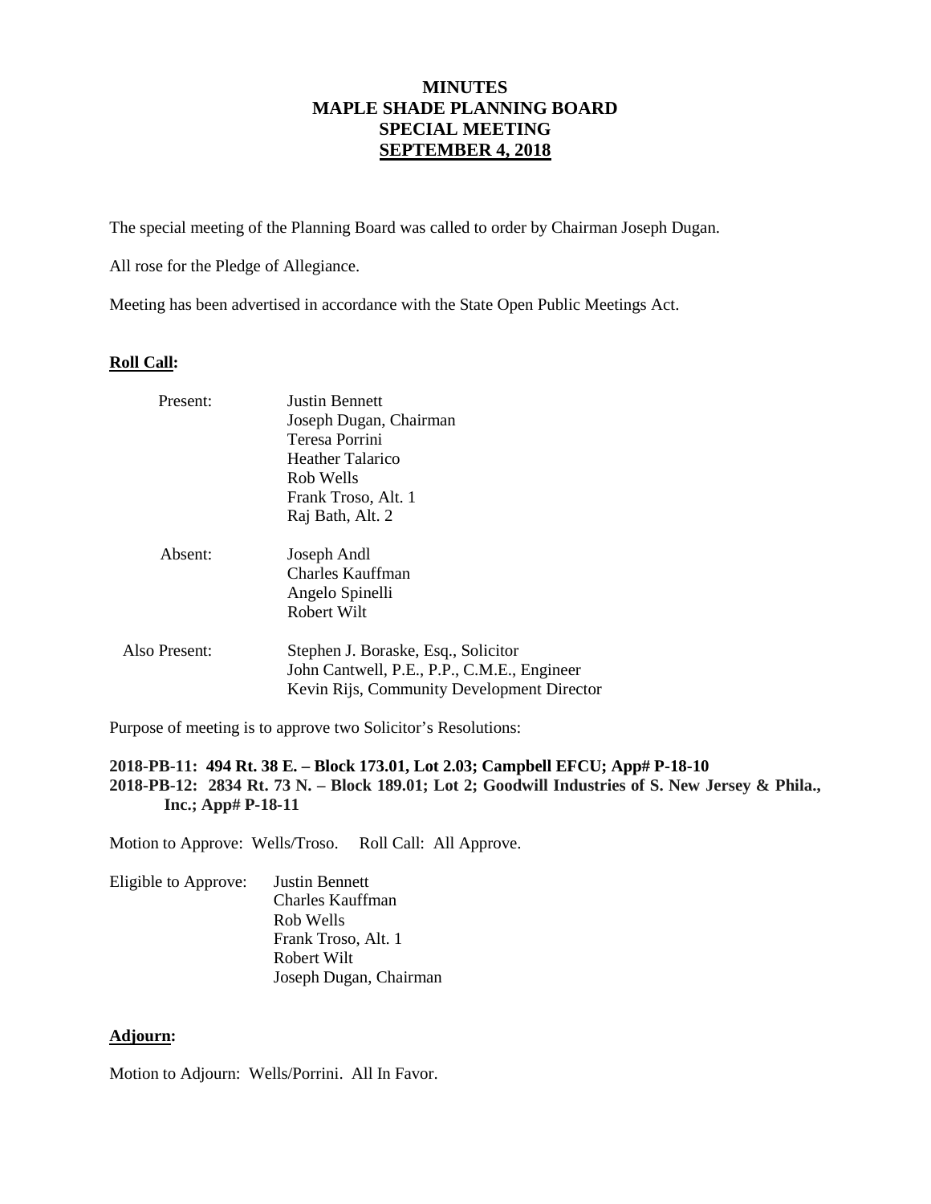# MINUTES
# MAPLE SHADE PLANNING BOARD
# SPECIAL MEETING
# SEPTEMBER 4, 2018

The special meeting of the Planning Board was called to order by Chairman Joseph Dugan.

All rose for the Pledge of Allegiance.

Meeting has been advertised in accordance with the State Open Public Meetings Act.

**Roll Call:**

Present:
- Justin Bennett
- Joseph Dugan, Chairman
- Teresa Porrini
- Heather Talarico
- Rob Wells
- Frank Troso, Alt. 1
- Raj Bath, Alt. 2

Absent:
- Joseph Andl
- Charles Kauffman
- Angelo Spinelli
- Robert Wilt

Also Present:
- Stephen J. Boraske, Esq., Solicitor
- John Cantwell, P.E., P.P., C.M.E., Engineer
- Kevin Rijs, Community Development Director

Purpose of meeting is to approve two Solicitor's Resolutions:

**2018-PB-11: 494 Rt. 38 E. – Block 173.01, Lot 2.03; Campbell EFCU; App# P-18-10**
**2018-PB-12: 2834 Rt. 73 N. – Block 189.01; Lot 2; Goodwill Industries of S. New Jersey & Phila., Inc.; App# P-18-11**

Motion to Approve: Wells/Troso. Roll Call: All Approve.

Eligible to Approve:
- Justin Bennett
- Charles Kauffman
- Rob Wells
- Frank Troso, Alt. 1
- Robert Wilt
- Joseph Dugan, Chairman

**Adjourn:**

Motion to Adjourn: Wells/Porrini. All In Favor.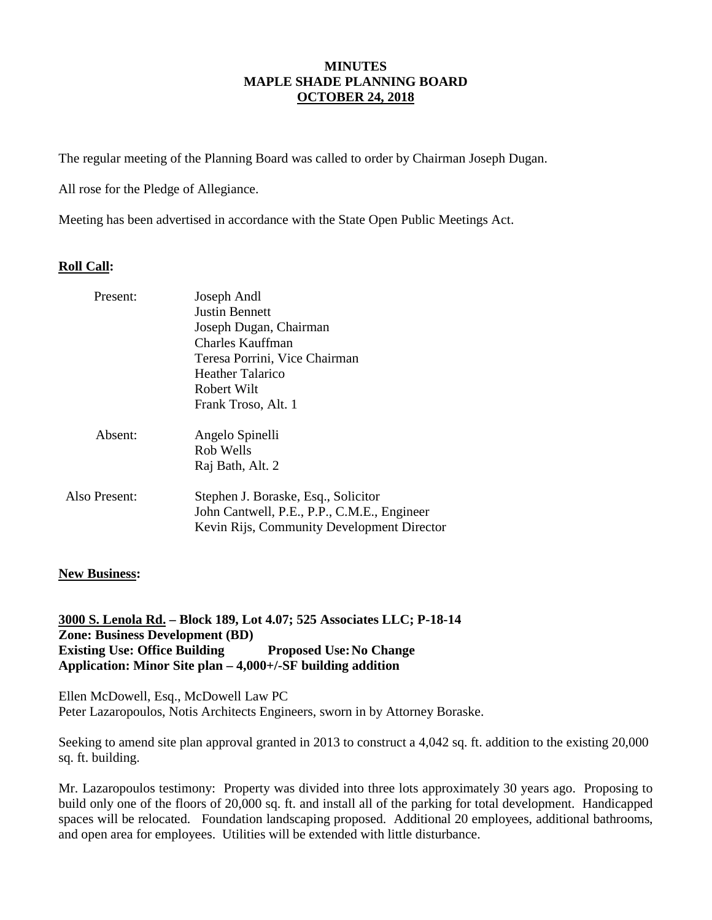**MINUTES**
**MAPLE SHADE PLANNING BOARD**
**OCTOBER 24, 2018**

The regular meeting of the Planning Board was called to order by Chairman Joseph Dugan.

All rose for the Pledge of Allegiance.

Meeting has been advertised in accordance with the State Open Public Meetings Act.

**Roll Call:**

| | |
|---|---|
| Present: | Joseph Andl<br>Justin Bennett<br>Joseph Dugan, Chairman<br>Charles Kauffman<br>Teresa Porrini, Vice Chairman<br>Heather Talarico<br>Robert Wilt<br>Frank Troso, Alt. 1 |
| Absent: | Angelo Spinelli<br>Rob Wells<br>Raj Bath, Alt. 2 |
| Also Present: | Stephen J. Boraske, Esq., Solicitor<br>John Cantwell, P.E., P.P., C.M.E., Engineer<br>Kevin Rijs, Community Development Director |

**New Business:**

**3000 S. Lenola Rd. – Block 189, Lot 4.07; 525 Associates LLC; P-18-14**
**Zone: Business Development (BD)**
**Existing Use: Office Building Proposed Use: No Change**
**Application: Minor Site plan – 4,000+/-SF building addition**

Ellen McDowell, Esq., McDowell Law PC
Peter Lazaropoulos, Notis Architects Engineers, sworn in by Attorney Boraske.

Seeking to amend site plan approval granted in 2013 to construct a 4,042 sq. ft. addition to the existing 20,000 sq. ft. building.

Mr. Lazaropoulos testimony: Property was divided into three lots approximately 30 years ago. Proposing to build only one of the floors of 20,000 sq. ft. and install all of the parking for total development. Handicapped spaces will be relocated. Foundation landscaping proposed. Additional 20 employees, additional bathrooms, and open area for employees. Utilities will be extended with little disturbance.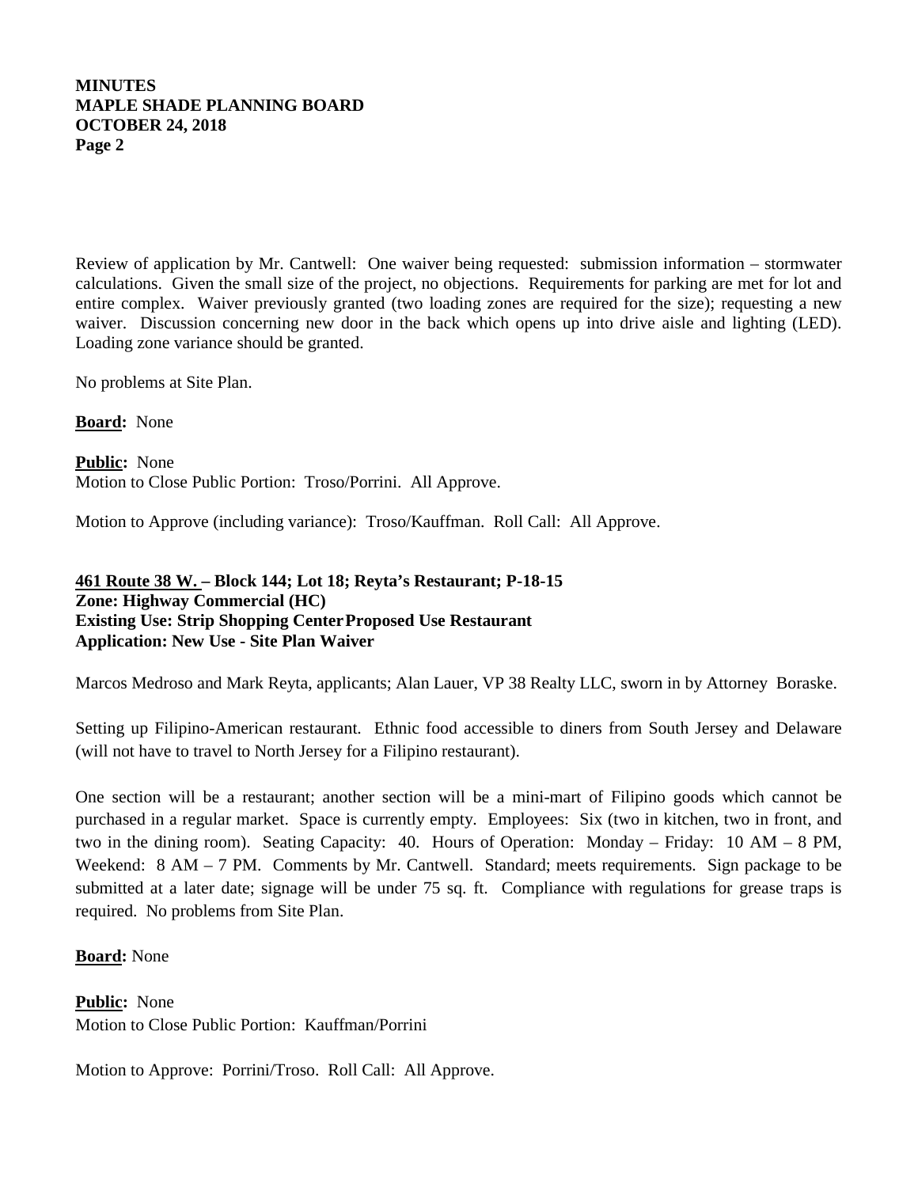Review of application by Mr. Cantwell: One waiver being requested: submission information – stormwater calculations. Given the small size of the project, no objections. Requirements for parking are met for lot and entire complex. Waiver previously granted (two loading zones are required for the size); requesting a new waiver. Discussion concerning new door in the back which opens up into drive aisle and lighting (LED). Loading zone variance should be granted.

No problems at Site Plan.

**Board:** None

**Public:** None
Motion to Close Public Portion: Troso/Porrini. All Approve.

Motion to Approve (including variance): Troso/Kauffman. Roll Call: All Approve.

**461 Route 38 W. – Block 144; Lot 18; Reyta's Restaurant; P-18-15**
**Zone: Highway Commercial (HC)**
**Existing Use: Strip Shopping Center Proposed Use Restaurant**
**Application: New Use - Site Plan Waiver**

Marcos Medroso and Mark Reyta, applicants; Alan Lauer, VP 38 Realty LLC, sworn in by Attorney Boraske.

Setting up Filipino-American restaurant. Ethnic food accessible to diners from South Jersey and Delaware (will not have to travel to North Jersey for a Filipino restaurant).

One section will be a restaurant; another section will be a mini-mart of Filipino goods which cannot be purchased in a regular market. Space is currently empty. Employees: Six (two in kitchen, two in front, and two in the dining room). Seating Capacity: 40. Hours of Operation: Monday – Friday: 10 AM – 8 PM, Weekend: 8 AM – 7 PM. Comments by Mr. Cantwell. Standard; meets requirements. Sign package to be submitted at a later date; signage will be under 75 sq. ft. Compliance with regulations for grease traps is required. No problems from Site Plan.

**Board:** None

**Public:** None
Motion to Close Public Portion: Kauffman/Porrini

Motion to Approve: Porrini/Troso. Roll Call: All Approve.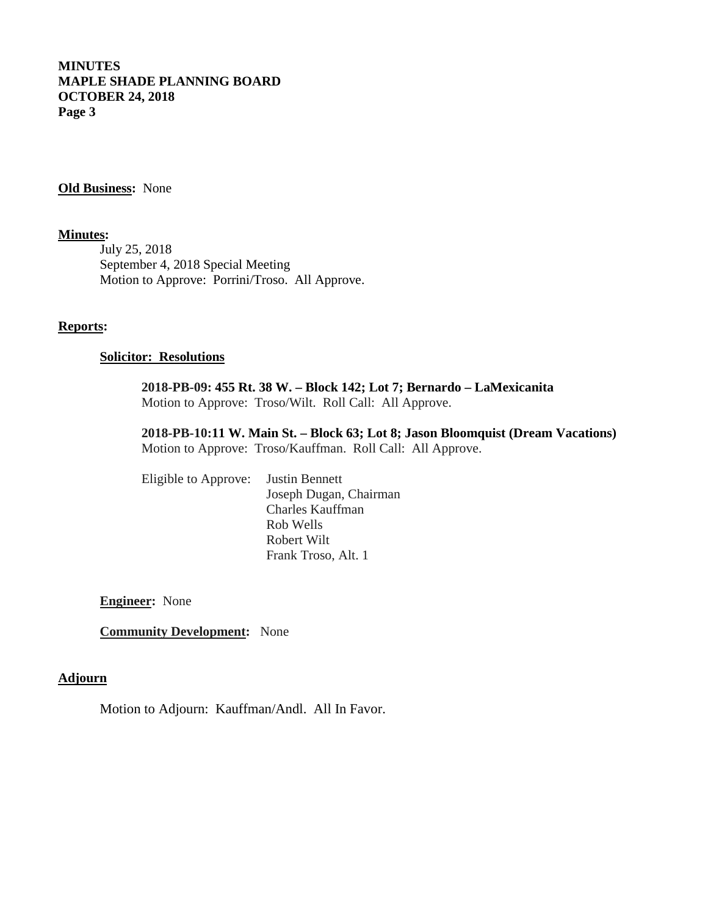**Old Business:** None

**Minutes:**

July 25, 2018
September 4, 2018 Special Meeting
Motion to Approve: Porrini/Troso. All Approve.

**Reports:**

**Solicitor: Resolutions**

**2018-PB-09: 455 Rt. 38 W. – Block 142; Lot 7; Bernardo – LaMexicanita**
Motion to Approve: Troso/Wilt. Roll Call: All Approve.

**2018-PB-10:11 W. Main St. – Block 63; Lot 8; Jason Bloomquist (Dream Vacations)**
Motion to Approve: Troso/Kauffman. Roll Call: All Approve.

Eligible to Approve:
- Justin Bennett
- Joseph Dugan, Chairman
- Charles Kauffman
- Rob Wells
- Robert Wilt
- Frank Troso, Alt. 1

**Engineer:** None

**Community Development:** None

**Adjourn**

Motion to Adjourn: Kauffman/Andl. All In Favor.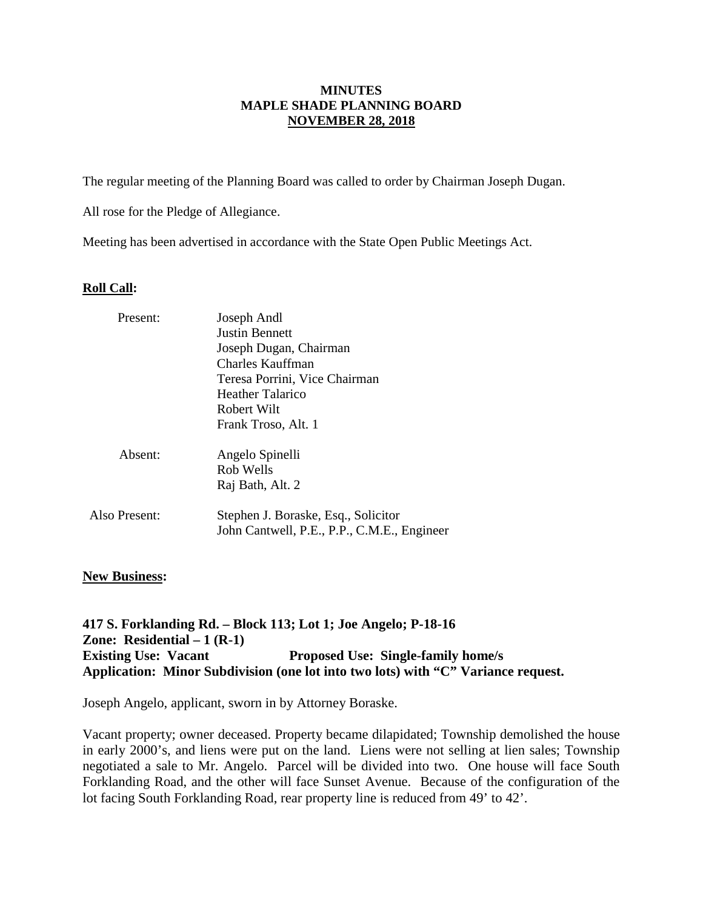**MINUTES**
**MAPLE SHADE PLANNING BOARD**
**NOVEMBER 28, 2018**

The regular meeting of the Planning Board was called to order by Chairman Joseph Dugan.

All rose for the Pledge of Allegiance.

Meeting has been advertised in accordance with the State Open Public Meetings Act.

**Roll Call:**

| | |
|---|---|
| Present: | Joseph Andl<br>Justin Bennett<br>Joseph Dugan, Chairman<br>Charles Kauffman<br>Teresa Porrini, Vice Chairman<br>Heather Talarico<br>Robert Wilt<br>Frank Troso, Alt. 1 |
| Absent: | Angelo Spinelli<br>Rob Wells<br>Raj Bath, Alt. 2 |
| Also Present: | Stephen J. Boraske, Esq., Solicitor<br>John Cantwell, P.E., P.P., C.M.E., Engineer |

**New Business:**

**417 S. Forklanding Rd. – Block 113; Lot 1; Joe Angelo; P-18-16**
**Zone: Residential – 1 (R-1)**
**Existing Use: Vacant Proposed Use: Single-family home/s**
**Application: Minor Subdivision (one lot into two lots) with "C" Variance request.**

Joseph Angelo, applicant, sworn in by Attorney Boraske.

Vacant property; owner deceased. Property became dilapidated; Township demolished the house in early 2000's, and liens were put on the land. Liens were not selling at lien sales; Township negotiated a sale to Mr. Angelo. Parcel will be divided into two. One house will face South Forklanding Road, and the other will face Sunset Avenue. Because of the configuration of the lot facing South Forklanding Road, rear property line is reduced from 49' to 42'.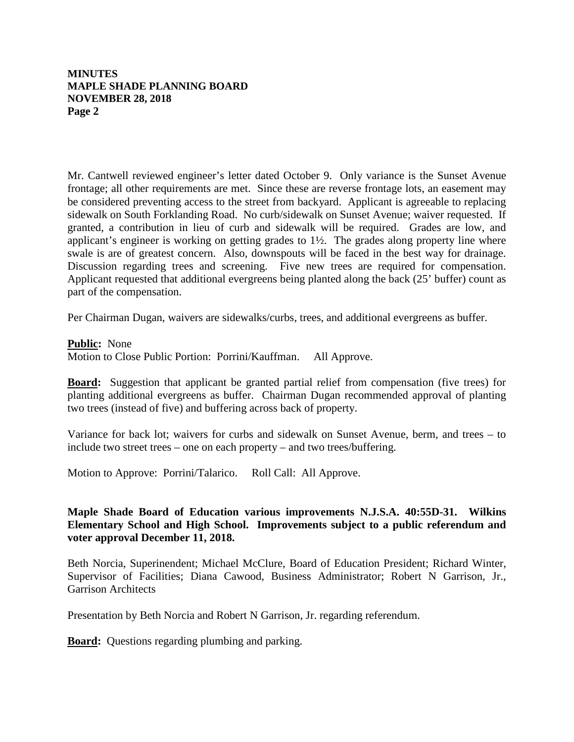Mr. Cantwell reviewed engineer's letter dated October 9. Only variance is the Sunset Avenue frontage; all other requirements are met. Since these are reverse frontage lots, an easement may be considered preventing access to the street from backyard. Applicant is agreeable to replacing sidewalk on South Forklanding Road. No curb/sidewalk on Sunset Avenue; waiver requested. If granted, a contribution in lieu of curb and sidewalk will be required. Grades are low, and applicant's engineer is working on getting grades to 1½. The grades along property line where swale is are of greatest concern. Also, downspouts will be faced in the best way for drainage. Discussion regarding trees and screening. Five new trees are required for compensation. Applicant requested that additional evergreens being planted along the back (25' buffer) count as part of the compensation.

Per Chairman Dugan, waivers are sidewalks/curbs, trees, and additional evergreens as buffer.

**Public:** None
Motion to Close Public Portion: Porrini/Kauffman. All Approve.

**Board:** Suggestion that applicant be granted partial relief from compensation (five trees) for planting additional evergreens as buffer. Chairman Dugan recommended approval of planting two trees (instead of five) and buffering across back of property.

Variance for back lot; waivers for curbs and sidewalk on Sunset Avenue, berm, and trees – to include two street trees – one on each property – and two trees/buffering.

Motion to Approve: Porrini/Talarico. Roll Call: All Approve.

**Maple Shade Board of Education various improvements N.J.S.A. 40:55D-31. Wilkins Elementary School and High School. Improvements subject to a public referendum and voter approval December 11, 2018.**

Beth Norcia, Superinendent; Michael McClure, Board of Education President; Richard Winter, Supervisor of Facilities; Diana Cawood, Business Administrator; Robert N Garrison, Jr., Garrison Architects

Presentation by Beth Norcia and Robert N Garrison, Jr. regarding referendum.

**Board:** Questions regarding plumbing and parking.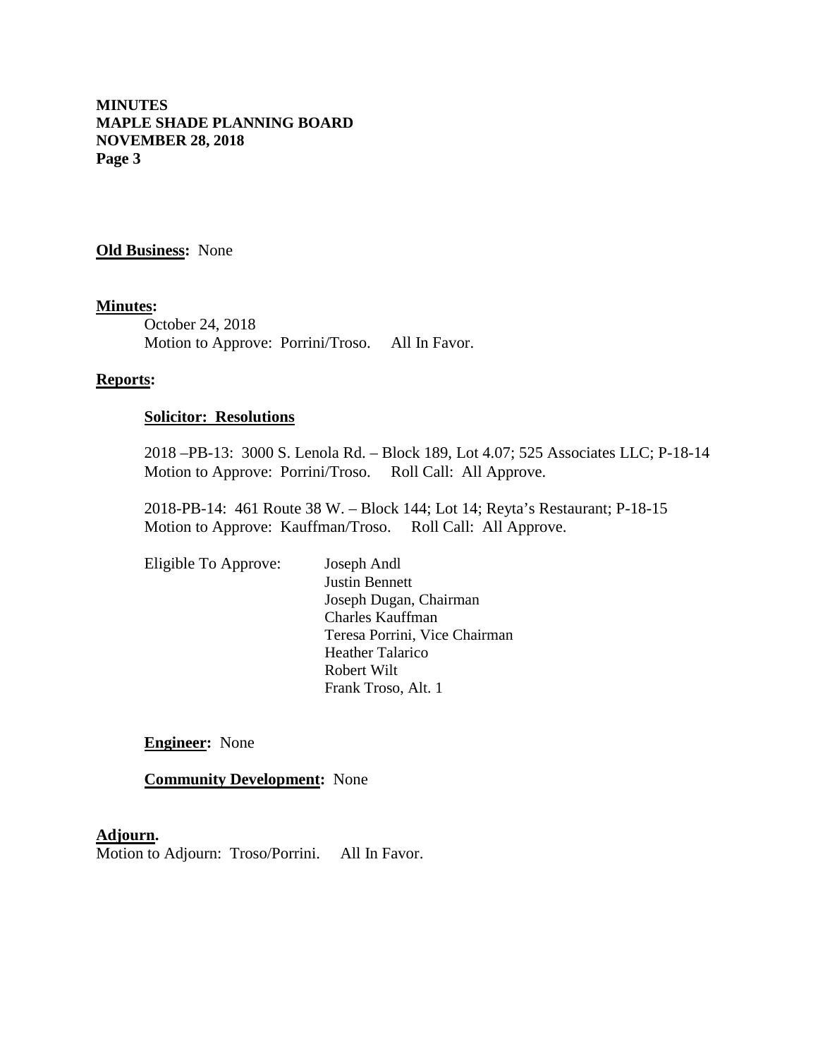**Old Business:** None

**Minutes:**

October 24, 2018
Motion to Approve: Porrini/Troso. All In Favor.

**Reports:**

**Solicitor: Resolutions**

2018 –PB-13: 3000 S. Lenola Rd. – Block 189, Lot 4.07; 525 Associates LLC; P-18-14
Motion to Approve: Porrini/Troso. Roll Call: All Approve.

2018-PB-14: 461 Route 38 W. – Block 144; Lot 14; Reyta's Restaurant; P-18-15
Motion to Approve: Kauffman/Troso. Roll Call: All Approve.

Eligible To Approve:
- Joseph Andl
- Justin Bennett
- Joseph Dugan, Chairman
- Charles Kauffman
- Teresa Porrini, Vice Chairman
- Heather Talarico
- Robert Wilt
- Frank Troso, Alt. 1

**Engineer:** None

**Community Development:** None

**Adjourn.**

Motion to Adjourn: Troso/Porrini. All In Favor.